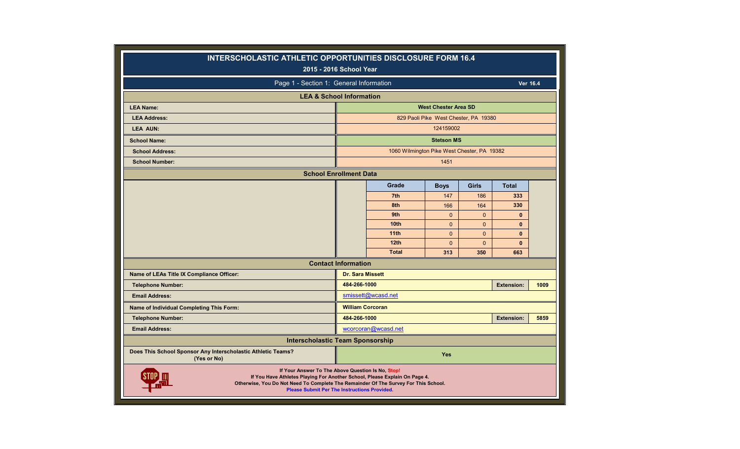# INTERSCHOLASTIC ATHLETIC OPPORTUNITIES DISCLOSURE FORM 16.4

**2015 - 2016 School Year**

## Page 1 - Section 1: General Information

Ver 16.4

### LEA & School Information

| | |
|---|---|
| **LEA Name:** | **West Chester Area SD** |
| **LEA Address:** | 829 Paoli Pike West Chester, PA 19380 |
| **LEA AUN:** | 124159002 |
| **School Name:** | **Stetson MS** |
| **School Address:** | 1060 Wilmington Pike West Chester, PA 19382 |
| **School Number:** | 1451 |

### School Enrollment Data

| Grade | Boys | Girls | Total |
|---|---|---|---|
| 7th | 147 | 186 | 333 |
| 8th | 166 | 164 | 330 |
| 9th | 0 | 0 | 0 |
| 10th | 0 | 0 | 0 |
| 11th | 0 | 0 | 0 |
| 12th | 0 | 0 | 0 |
| Total | 313 | 350 | 663 |

### Contact Information

| | | | |
|---|---|---|---|
| **Name of LEAs Title IX Compliance Officer:** | **Dr. Sara Missett** | | |
| **Telephone Number:** | **484-266-1000** | **Extension:** | **1009** |
| **Email Address:** | smissett@wcasd.net | | |
| **Name of Individual Completing This Form:** | **William Corcoran** | | |
| **Telephone Number:** | **484-266-1000** | **Extension:** | **5859** |
| **Email Address:** | wcorcoran@wcasd.net | | |

### Interscholastic Team Sponsorship

| | |
|---|---|
| **Does This School Sponsor Any Interscholastic Athletic Teams? (Yes or No)** | **Yes** |

**If Your Answer To The Above Question Is No, Stop!**
**If You Have Athletes Playing For Another School, Please Explain On Page 4.**
**Otherwise, You Do Not Need To Complete The Remainder Of The Survey For This School.**
**Please Submit Per The Instructions Provided.**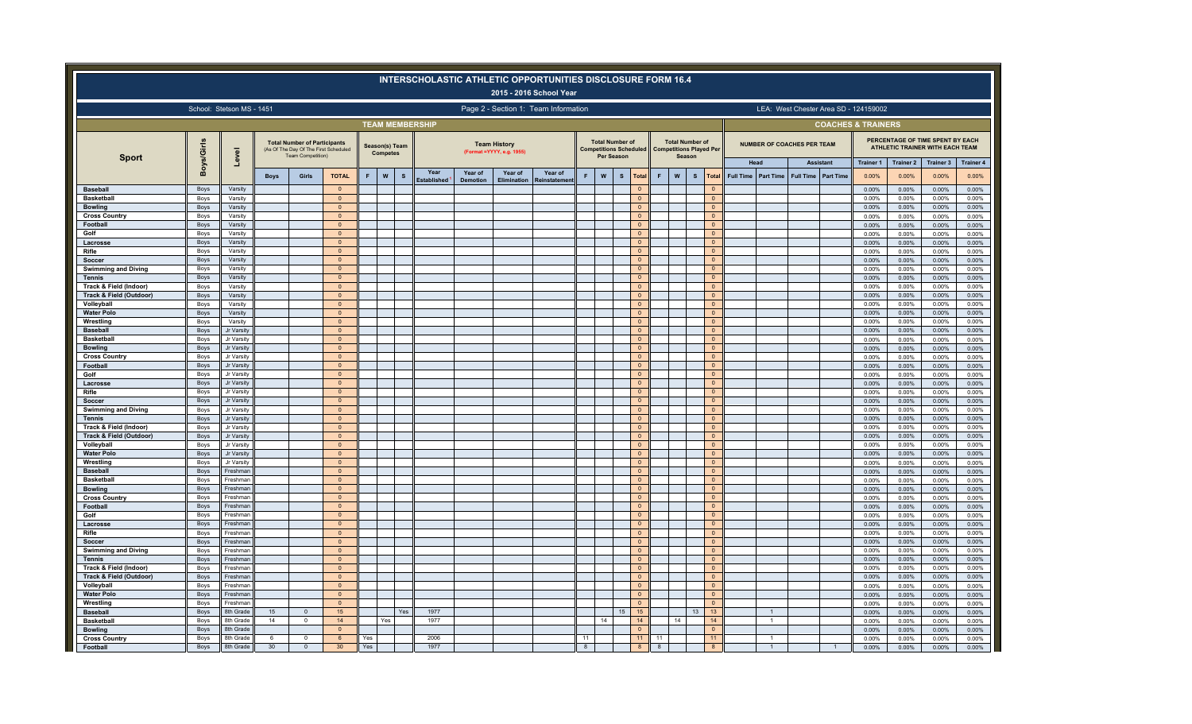# INTERSCHOLASTIC ATHLETIC OPPORTUNITIES DISCLOSURE FORM 16.4

## 2015 - 2016 School Year

School: Stetson MS - 1451

Page 2 - Section 1: Team Information

LEA: West Chester Area SD - 124159002

| Sport | Boys/Girls | Level | TEAM MEMBERSHIP | | | | | | | | | | | | | | | | | | COACHES & TRAINERS | | | | | | | |
|---|---|---|---|---|---|---|---|---|---|---|---|---|---|---|---|---|---|---|---|---|---|---|---|---|---|---|---|---|
| | | | Total Number of Participants (As Of The Day Of The First Scheduled Team Competition) | | | Season(s) Team Competes | | | Team History (Format =YYYY, e.g. 1955) | | | | Total Number of Competitions Scheduled Per Season | | | | Total Number of Competitions Played Per Season | | | | NUMBER OF COACHES PER TEAM | | | | PERCENTAGE OF TIME SPENT BY EACH ATHLETIC TRAINER WITH EACH TEAM | | | |
| | | | | | | | | | | | | | | | | | | | | | Head | | Assistant | | Trainer 1 | Trainer 2 | Trainer 3 | Trainer 4 |
| | | | Boys | Girls | TOTAL | F | W | S | Year Established | Year of Demotion | Year of Elimination | Year of Reinstatement | F | W | S | Total | F | W | S | Total | Full Time | Part Time | Full Time | Part Time | 0.00% | 0.00% | 0.00% | 0.00% |
| Baseball | Boys | Varsity | | | 0 | | | | | | | | | | | 0 | | | | 0 | | | | | 0.00% | 0.00% | 0.00% | 0.00% |
| Basketball | Boys | Varsity | | | 0 | | | | | | | | | | | 0 | | | | 0 | | | | | 0.00% | 0.00% | 0.00% | 0.00% |
| Bowling | Boys | Varsity | | | 0 | | | | | | | | | | | 0 | | | | 0 | | | | | 0.00% | 0.00% | 0.00% | 0.00% |
| Cross Country | Boys | Varsity | | | 0 | | | | | | | | | | | 0 | | | | 0 | | | | | 0.00% | 0.00% | 0.00% | 0.00% |
| Football | Boys | Varsity | | | 0 | | | | | | | | | | | 0 | | | | 0 | | | | | 0.00% | 0.00% | 0.00% | 0.00% |
| Golf | Boys | Varsity | | | 0 | | | | | | | | | | | 0 | | | | 0 | | | | | 0.00% | 0.00% | 0.00% | 0.00% |
| Lacrosse | Boys | Varsity | | | 0 | | | | | | | | | | | 0 | | | | 0 | | | | | 0.00% | 0.00% | 0.00% | 0.00% |
| Rifle | Boys | Varsity | | | 0 | | | | | | | | | | | 0 | | | | 0 | | | | | 0.00% | 0.00% | 0.00% | 0.00% |
| Soccer | Boys | Varsity | | | 0 | | | | | | | | | | | 0 | | | | 0 | | | | | 0.00% | 0.00% | 0.00% | 0.00% |
| Swimming and Diving | Boys | Varsity | | | 0 | | | | | | | | | | | 0 | | | | 0 | | | | | 0.00% | 0.00% | 0.00% | 0.00% |
| Tennis | Boys | Varsity | | | 0 | | | | | | | | | | | 0 | | | | 0 | | | | | 0.00% | 0.00% | 0.00% | 0.00% |
| Track & Field (Indoor) | Boys | Varsity | | | 0 | | | | | | | | | | | 0 | | | | 0 | | | | | 0.00% | 0.00% | 0.00% | 0.00% |
| Track & Field (Outdoor) | Boys | Varsity | | | 0 | | | | | | | | | | | 0 | | | | 0 | | | | | 0.00% | 0.00% | 0.00% | 0.00% |
| Volleyball | Boys | Varsity | | | 0 | | | | | | | | | | | 0 | | | | 0 | | | | | 0.00% | 0.00% | 0.00% | 0.00% |
| Water Polo | Boys | Varsity | | | 0 | | | | | | | | | | | 0 | | | | 0 | | | | | 0.00% | 0.00% | 0.00% | 0.00% |
| Wrestling | Boys | Varsity | | | 0 | | | | | | | | | | | 0 | | | | 0 | | | | | 0.00% | 0.00% | 0.00% | 0.00% |
| Baseball | Boys | Jr Varsity | | | 0 | | | | | | | | | | | 0 | | | | 0 | | | | | 0.00% | 0.00% | 0.00% | 0.00% |
| Basketball | Boys | Jr Varsity | | | 0 | | | | | | | | | | | 0 | | | | 0 | | | | | 0.00% | 0.00% | 0.00% | 0.00% |
| Bowling | Boys | Jr Varsity | | | 0 | | | | | | | | | | | 0 | | | | 0 | | | | | 0.00% | 0.00% | 0.00% | 0.00% |
| Cross Country | Boys | Jr Varsity | | | 0 | | | | | | | | | | | 0 | | | | 0 | | | | | 0.00% | 0.00% | 0.00% | 0.00% |
| Football | Boys | Jr Varsity | | | 0 | | | | | | | | | | | 0 | | | | 0 | | | | | 0.00% | 0.00% | 0.00% | 0.00% |
| Golf | Boys | Jr Varsity | | | 0 | | | | | | | | | | | 0 | | | | 0 | | | | | 0.00% | 0.00% | 0.00% | 0.00% |
| Lacrosse | Boys | Jr Varsity | | | 0 | | | | | | | | | | | 0 | | | | 0 | | | | | 0.00% | 0.00% | 0.00% | 0.00% |
| Rifle | Boys | Jr Varsity | | | 0 | | | | | | | | | | | 0 | | | | 0 | | | | | 0.00% | 0.00% | 0.00% | 0.00% |
| Soccer | Boys | Jr Varsity | | | 0 | | | | | | | | | | | 0 | | | | 0 | | | | | 0.00% | 0.00% | 0.00% | 0.00% |
| Swimming and Diving | Boys | Jr Varsity | | | 0 | | | | | | | | | | | 0 | | | | 0 | | | | | 0.00% | 0.00% | 0.00% | 0.00% |
| Tennis | Boys | Jr Varsity | | | 0 | | | | | | | | | | | 0 | | | | 0 | | | | | 0.00% | 0.00% | 0.00% | 0.00% |
| Track & Field (Indoor) | Boys | Jr Varsity | | | 0 | | | | | | | | | | | 0 | | | | 0 | | | | | 0.00% | 0.00% | 0.00% | 0.00% |
| Track & Field (Outdoor) | Boys | Jr Varsity | | | 0 | | | | | | | | | | | 0 | | | | 0 | | | | | 0.00% | 0.00% | 0.00% | 0.00% |
| Volleyball | Boys | Jr Varsity | | | 0 | | | | | | | | | | | 0 | | | | 0 | | | | | 0.00% | 0.00% | 0.00% | 0.00% |
| Water Polo | Boys | Jr Varsity | | | 0 | | | | | | | | | | | 0 | | | | 0 | | | | | 0.00% | 0.00% | 0.00% | 0.00% |
| Wrestling | Boys | Jr Varsity | | | 0 | | | | | | | | | | | 0 | | | | 0 | | | | | 0.00% | 0.00% | 0.00% | 0.00% |
| Baseball | Boys | Freshman | | | 0 | | | | | | | | | | | 0 | | | | 0 | | | | | 0.00% | 0.00% | 0.00% | 0.00% |
| Basketball | Boys | Freshman | | | 0 | | | | | | | | | | | 0 | | | | 0 | | | | | 0.00% | 0.00% | 0.00% | 0.00% |
| Bowling | Boys | Freshman | | | 0 | | | | | | | | | | | 0 | | | | 0 | | | | | 0.00% | 0.00% | 0.00% | 0.00% |
| Cross Country | Boys | Freshman | | | 0 | | | | | | | | | | | 0 | | | | 0 | | | | | 0.00% | 0.00% | 0.00% | 0.00% |
| Football | Boys | Freshman | | | 0 | | | | | | | | | | | 0 | | | | 0 | | | | | 0.00% | 0.00% | 0.00% | 0.00% |
| Golf | Boys | Freshman | | | 0 | | | | | | | | | | | 0 | | | | 0 | | | | | 0.00% | 0.00% | 0.00% | 0.00% |
| Lacrosse | Boys | Freshman | | | 0 | | | | | | | | | | | 0 | | | | 0 | | | | | 0.00% | 0.00% | 0.00% | 0.00% |
| Rifle | Boys | Freshman | | | 0 | | | | | | | | | | | 0 | | | | 0 | | | | | 0.00% | 0.00% | 0.00% | 0.00% |
| Soccer | Boys | Freshman | | | 0 | | | | | | | | | | | 0 | | | | 0 | | | | | 0.00% | 0.00% | 0.00% | 0.00% |
| Swimming and Diving | Boys | Freshman | | | 0 | | | | | | | | | | | 0 | | | | 0 | | | | | 0.00% | 0.00% | 0.00% | 0.00% |
| Tennis | Boys | Freshman | | | 0 | | | | | | | | | | | 0 | | | | 0 | | | | | 0.00% | 0.00% | 0.00% | 0.00% |
| Track & Field (Indoor) | Boys | Freshman | | | 0 | | | | | | | | | | | 0 | | | | 0 | | | | | 0.00% | 0.00% | 0.00% | 0.00% |
| Track & Field (Outdoor) | Boys | Freshman | | | 0 | | | | | | | | | | | 0 | | | | 0 | | | | | 0.00% | 0.00% | 0.00% | 0.00% |
| Volleyball | Boys | Freshman | | | 0 | | | | | | | | | | | 0 | | | | 0 | | | | | 0.00% | 0.00% | 0.00% | 0.00% |
| Water Polo | Boys | Freshman | | | 0 | | | | | | | | | | | 0 | | | | 0 | | | | | 0.00% | 0.00% | 0.00% | 0.00% |
| Wrestling | Boys | Freshman | | | 0 | | | | | | | | | | | 0 | | | | 0 | | | | | 0.00% | 0.00% | 0.00% | 0.00% |
| Baseball | Boys | 8th Grade | 15 | 0 | 15 | | | Yes | 1977 | | | | | | 15 | 15 | | | 13 | 13 | | 1 | | | 0.00% | 0.00% | 0.00% | 0.00% |
| Basketball | Boys | 8th Grade | 14 | 0 | 14 | | Yes | | 1977 | | | | | 14 | | 14 | | 14 | | 14 | | 1 | | | 0.00% | 0.00% | 0.00% | 0.00% |
| Bowling | Boys | 8th Grade | | | 0 | | | | | | | | | | | 0 | | | | 0 | | | | | 0.00% | 0.00% | 0.00% | 0.00% |
| Cross Country | Boys | 8th Grade | 6 | 0 | 6 | Yes | | | 2006 | | | | 11 | | | 11 | 11 | | | 11 | | 1 | | | 0.00% | 0.00% | 0.00% | 0.00% |
| Football | Boys | 8th Grade | 30 | 0 | 30 | Yes | | | 1977 | | | | 8 | | | 8 | 8 | | | 8 | | 1 | | 1 | 0.00% | 0.00% | 0.00% | 0.00% |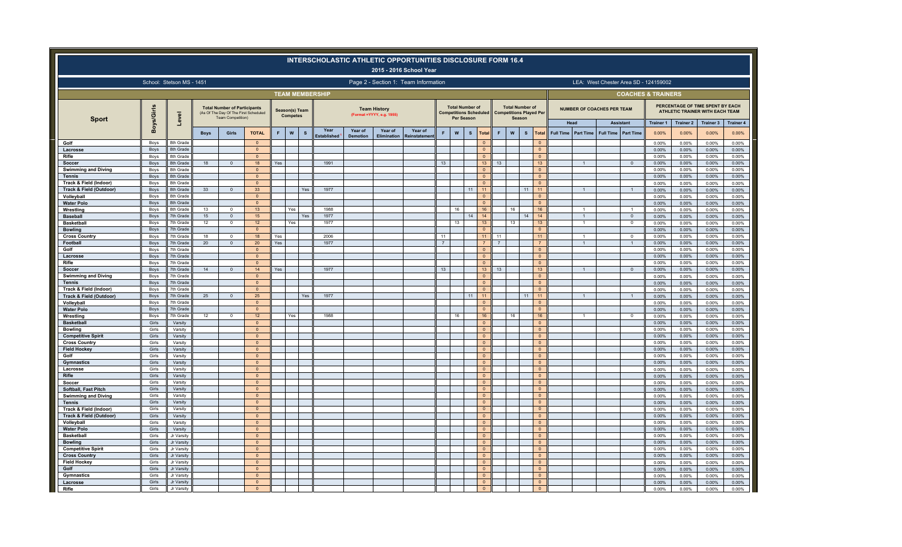# INTERSCHOLASTIC ATHLETIC OPPORTUNITIES DISCLOSURE FORM 16.4

## 2015 - 2016 School Year

School: Stetson MS - 1451

Page 2 - Section 1: Team Information

LEA: West Chester Area SD - 124159002

| Sport | Boys/Girls | Level | TEAM MEMBERSHIP: Total Number of Participants (As Of The Day Of The First Scheduled Team Competition) | | | Season(s) Team Competes | | | Team History (Format =YYYY, e.g. 1955) | | | | Total Number of Competitions Scheduled Per Season | | | | Total Number of Competitions Played Per Season | | | | COACHES & TRAINERS: Number of Coaches Per Team: Head | | Assistant | | Percentage of Time Spent by Each Athletic Trainer with Each Team | | | |
|---|---|---|---|---|---|---|---|---|---|---|---|---|---|---|---|---|---|---|---|---|---|---|---|---|---|---|---|---|
| | | | Boys | Girls | TOTAL | F | W | S | Year Established | Year of Demotion | Year of Elimination | Year of Reinstatement | F | W | S | Total | F | W | S | Total | Full Time | Part Time | Full Time | Part Time | Trainer 1 | Trainer 2 | Trainer 3 | Trainer 4 |
| | | | | | | | | | | | | | | | | | | | | | | | | | 0.00% | 0.00% | 0.00% | 0.00% |
| Golf | Boys | 8th Grade | | | 0 | | | | | | | | | | | 0 | | | | 0 | | | | | 0.00% | 0.00% | 0.00% | 0.00% |
| Lacrosse | Boys | 8th Grade | | | 0 | | | | | | | | | | | 0 | | | | 0 | | | | | 0.00% | 0.00% | 0.00% | 0.00% |
| Rifle | Boys | 8th Grade | | | 0 | | | | | | | | | | | 0 | | | | 0 | | | | | 0.00% | 0.00% | 0.00% | 0.00% |
| Soccer | Boys | 8th Grade | 18 | 0 | 18 | Yes | | | 1991 | | | | 13 | | | 13 | 13 | | | 13 | | 1 | | 0 | 0.00% | 0.00% | 0.00% | 0.00% |
| Swimming and Diving | Boys | 8th Grade | | | 0 | | | | | | | | | | | 0 | | | | 0 | | | | | 0.00% | 0.00% | 0.00% | 0.00% |
| Tennis | Boys | 8th Grade | | | 0 | | | | | | | | | | | 0 | | | | 0 | | | | | 0.00% | 0.00% | 0.00% | 0.00% |
| Track & Field (Indoor) | Boys | 8th Grade | | | 0 | | | | | | | | | | | 0 | | | | 0 | | | | | 0.00% | 0.00% | 0.00% | 0.00% |
| Track & Field (Outdoor) | Boys | 8th Grade | 33 | 0 | 33 | | | Yes | 1977 | | | | | | 11 | 11 | | | 11 | 11 | | 1 | | 1 | 0.00% | 0.00% | 0.00% | 0.00% |
| Volleyball | Boys | 8th Grade | | | 0 | | | | | | | | | | | 0 | | | | 0 | | | | | 0.00% | 0.00% | 0.00% | 0.00% |
| Water Polo | Boys | 8th Grade | | | 0 | | | | | | | | | | | 0 | | | | 0 | | | | | 0.00% | 0.00% | 0.00% | 0.00% |
| Wrestling | Boys | 8th Grade | 13 | 0 | 13 | | Yes | | 1988 | | | | | 16 | | 16 | | 16 | | 16 | | 1 | | 1 | 0.00% | 0.00% | 0.00% | 0.00% |
| Baseball | Boys | 7th Grade | 15 | 0 | 15 | | | Yes | 1977 | | | | | | 14 | 14 | | | 14 | 14 | | 1 | | 0 | 0.00% | 0.00% | 0.00% | 0.00% |
| Basketball | Boys | 7th Grade | 12 | 0 | 12 | | Yes | | 1977 | | | | | 13 | | 13 | | 13 | | 13 | | 1 | | 0 | 0.00% | 0.00% | 0.00% | 0.00% |
| Bowling | Boys | 7th Grade | | | 0 | | | | | | | | | | | 0 | | | | 0 | | | | | 0.00% | 0.00% | 0.00% | 0.00% |
| Cross Country | Boys | 7th Grade | 18 | 0 | 18 | Yes | | | 2006 | | | | 11 | | | 11 | 11 | | | 11 | | 1 | | 0 | 0.00% | 0.00% | 0.00% | 0.00% |
| Football | Boys | 7th Grade | 20 | 0 | 20 | Yes | | | 1977 | | | | 7 | | | 7 | 7 | | | 7 | | 1 | | 1 | 0.00% | 0.00% | 0.00% | 0.00% |
| Golf | Boys | 7th Grade | | | 0 | | | | | | | | | | | 0 | | | | 0 | | | | | 0.00% | 0.00% | 0.00% | 0.00% |
| Lacrosse | Boys | 7th Grade | | | 0 | | | | | | | | | | | 0 | | | | 0 | | | | | 0.00% | 0.00% | 0.00% | 0.00% |
| Rifle | Boys | 7th Grade | | | 0 | | | | | | | | | | | 0 | | | | 0 | | | | | 0.00% | 0.00% | 0.00% | 0.00% |
| Soccer | Boys | 7th Grade | 14 | 0 | 14 | Yes | | | 1977 | | | | 13 | | | 13 | 13 | | | 13 | | 1 | | 0 | 0.00% | 0.00% | 0.00% | 0.00% |
| Swimming and Diving | Boys | 7th Grade | | | 0 | | | | | | | | | | | 0 | | | | 0 | | | | | 0.00% | 0.00% | 0.00% | 0.00% |
| Tennis | Boys | 7th Grade | | | 0 | | | | | | | | | | | 0 | | | | 0 | | | | | 0.00% | 0.00% | 0.00% | 0.00% |
| Track & Field (Indoor) | Boys | 7th Grade | | | 0 | | | | | | | | | | | 0 | | | | 0 | | | | | 0.00% | 0.00% | 0.00% | 0.00% |
| Track & Field (Outdoor) | Boys | 7th Grade | 25 | 0 | 25 | | | Yes | 1977 | | | | | | 11 | 11 | | | 11 | 11 | | 1 | | 1 | 0.00% | 0.00% | 0.00% | 0.00% |
| Volleyball | Boys | 7th Grade | | | 0 | | | | | | | | | | | 0 | | | | 0 | | | | | 0.00% | 0.00% | 0.00% | 0.00% |
| Water Polo | Boys | 7th Grade | | | 0 | | | | | | | | | | | 0 | | | | 0 | | | | | 0.00% | 0.00% | 0.00% | 0.00% |
| Wrestling | Boys | 7th Grade | 12 | 0 | 12 | | Yes | | 1988 | | | | | 16 | | 16 | | 16 | | 16 | | 1 | | 0 | 0.00% | 0.00% | 0.00% | 0.00% |
| Basketball | Girls | Varsity | | | 0 | | | | | | | | | | | 0 | | | | 0 | | | | | 0.00% | 0.00% | 0.00% | 0.00% |
| Bowling | Girls | Varsity | | | 0 | | | | | | | | | | | 0 | | | | 0 | | | | | 0.00% | 0.00% | 0.00% | 0.00% |
| Competitive Spirit | Girls | Varsity | | | 0 | | | | | | | | | | | 0 | | | | 0 | | | | | 0.00% | 0.00% | 0.00% | 0.00% |
| Cross Country | Girls | Varsity | | | 0 | | | | | | | | | | | 0 | | | | 0 | | | | | 0.00% | 0.00% | 0.00% | 0.00% |
| Field Hockey | Girls | Varsity | | | 0 | | | | | | | | | | | 0 | | | | 0 | | | | | 0.00% | 0.00% | 0.00% | 0.00% |
| Golf | Girls | Varsity | | | 0 | | | | | | | | | | | 0 | | | | 0 | | | | | 0.00% | 0.00% | 0.00% | 0.00% |
| Gymnastics | Girls | Varsity | | | 0 | | | | | | | | | | | 0 | | | | 0 | | | | | 0.00% | 0.00% | 0.00% | 0.00% |
| Lacrosse | Girls | Varsity | | | 0 | | | | | | | | | | | 0 | | | | 0 | | | | | 0.00% | 0.00% | 0.00% | 0.00% |
| Rifle | Girls | Varsity | | | 0 | | | | | | | | | | | 0 | | | | 0 | | | | | 0.00% | 0.00% | 0.00% | 0.00% |
| Soccer | Girls | Varsity | | | 0 | | | | | | | | | | | 0 | | | | 0 | | | | | 0.00% | 0.00% | 0.00% | 0.00% |
| Softball, Fast Pitch | Girls | Varsity | | | 0 | | | | | | | | | | | 0 | | | | 0 | | | | | 0.00% | 0.00% | 0.00% | 0.00% |
| Swimming and Diving | Girls | Varsity | | | 0 | | | | | | | | | | | 0 | | | | 0 | | | | | 0.00% | 0.00% | 0.00% | 0.00% |
| Tennis | Girls | Varsity | | | 0 | | | | | | | | | | | 0 | | | | 0 | | | | | 0.00% | 0.00% | 0.00% | 0.00% |
| Track & Field (Indoor) | Girls | Varsity | | | 0 | | | | | | | | | | | 0 | | | | 0 | | | | | 0.00% | 0.00% | 0.00% | 0.00% |
| Track & Field (Outdoor) | Girls | Varsity | | | 0 | | | | | | | | | | | 0 | | | | 0 | | | | | 0.00% | 0.00% | 0.00% | 0.00% |
| Volleyball | Girls | Varsity | | | 0 | | | | | | | | | | | 0 | | | | 0 | | | | | 0.00% | 0.00% | 0.00% | 0.00% |
| Water Polo | Girls | Varsity | | | 0 | | | | | | | | | | | 0 | | | | 0 | | | | | 0.00% | 0.00% | 0.00% | 0.00% |
| Basketball | Girls | Jr Varsity | | | 0 | | | | | | | | | | | 0 | | | | 0 | | | | | 0.00% | 0.00% | 0.00% | 0.00% |
| Bowling | Girls | Jr Varsity | | | 0 | | | | | | | | | | | 0 | | | | 0 | | | | | 0.00% | 0.00% | 0.00% | 0.00% |
| Competitive Spirit | Girls | Jr Varsity | | | 0 | | | | | | | | | | | 0 | | | | 0 | | | | | 0.00% | 0.00% | 0.00% | 0.00% |
| Cross Country | Girls | Jr Varsity | | | 0 | | | | | | | | | | | 0 | | | | 0 | | | | | 0.00% | 0.00% | 0.00% | 0.00% |
| Field Hockey | Girls | Jr Varsity | | | 0 | | | | | | | | | | | 0 | | | | 0 | | | | | 0.00% | 0.00% | 0.00% | 0.00% |
| Golf | Girls | Jr Varsity | | | 0 | | | | | | | | | | | 0 | | | | 0 | | | | | 0.00% | 0.00% | 0.00% | 0.00% |
| Gymnastics | Girls | Jr Varsity | | | 0 | | | | | | | | | | | 0 | | | | 0 | | | | | 0.00% | 0.00% | 0.00% | 0.00% |
| Lacrosse | Girls | Jr Varsity | | | 0 | | | | | | | | | | | 0 | | | | 0 | | | | | 0.00% | 0.00% | 0.00% | 0.00% |
| Rifle | Girls | Jr Varsity | | | 0 | | | | | | | | | | | 0 | | | | 0 | | | | | 0.00% | 0.00% | 0.00% | 0.00% |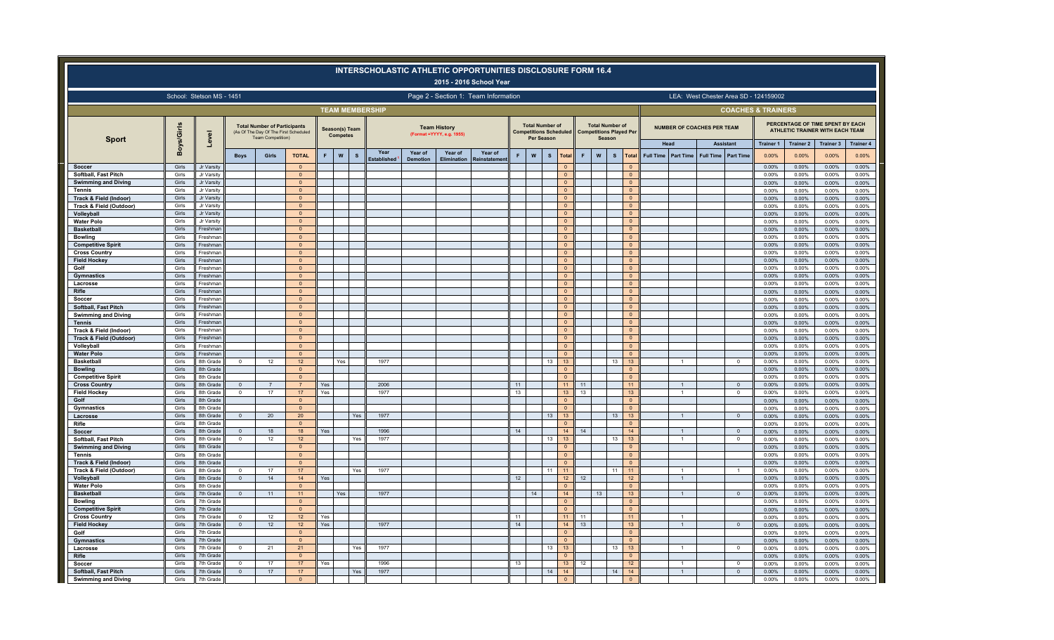# INTERSCHOLASTIC ATHLETIC OPPORTUNITIES DISCLOSURE FORM 16.4

## 2015 - 2016 School Year

School: Stetson MS - 1451

Page 2 - Section 1: Team Information

LEA: West Chester Area SD - 124159002

| TEAM MEMBERSHIP | | | | | | | | | | | | | | | | | | | | | COACHES & TRAINERS | | | | | | | |
|---|---|---|---|---|---|---|---|---|---|---|---|---|---|---|---|---|---|---|---|---|---|---|---|---|---|---|---|---|
| Sport | Boys/Girls | Level | Total Number of Participants (As Of The Day Of The First Scheduled Team Competition) | | | Season(s) Team Competes | | | Team History (Format =YYYY, e.g. 1955) | | | | Total Number of Competitions Scheduled Per Season | | | | Total Number of Competitions Played Per Season | | | | NUMBER OF COACHES PER TEAM | | | | PERCENTAGE OF TIME SPENT BY EACH ATHLETIC TRAINER WITH EACH TEAM | | | |
| | | | | | | | | | | | | | | | | | | | | | Head | | Assistant | | Trainer 1 | Trainer 2 | Trainer 3 | Trainer 4 |
| | | | Boys | Girls | TOTAL | F | W | S | Year Established | Year of Demotion | Year of Elimination | Year of Reinstatement | F | W | S | Total | F | W | S | Total | Full Time | Part Time | Full Time | Part Time | 0.00% | 0.00% | 0.00% | 0.00% |
| Soccer | Girls | Jr Varsity | | | 0 | | | | | | | | | | | 0 | | | | 0 | | | | | 0.00% | 0.00% | 0.00% | 0.00% |
| Softball, Fast Pitch | Girls | Jr Varsity | | | 0 | | | | | | | | | | | 0 | | | | 0 | | | | | 0.00% | 0.00% | 0.00% | 0.00% |
| Swimming and Diving | Girls | Jr Varsity | | | 0 | | | | | | | | | | | 0 | | | | 0 | | | | | 0.00% | 0.00% | 0.00% | 0.00% |
| Tennis | Girls | Jr Varsity | | | 0 | | | | | | | | | | | 0 | | | | 0 | | | | | 0.00% | 0.00% | 0.00% | 0.00% |
| Track & Field (Indoor) | Girls | Jr Varsity | | | 0 | | | | | | | | | | | 0 | | | | 0 | | | | | 0.00% | 0.00% | 0.00% | 0.00% |
| Track & Field (Outdoor) | Girls | Jr Varsity | | | 0 | | | | | | | | | | | 0 | | | | 0 | | | | | 0.00% | 0.00% | 0.00% | 0.00% |
| Volleyball | Girls | Jr Varsity | | | 0 | | | | | | | | | | | 0 | | | | 0 | | | | | 0.00% | 0.00% | 0.00% | 0.00% |
| Water Polo | Girls | Jr Varsity | | | 0 | | | | | | | | | | | 0 | | | | 0 | | | | | 0.00% | 0.00% | 0.00% | 0.00% |
| Basketball | Girls | Freshman | | | 0 | | | | | | | | | | | 0 | | | | 0 | | | | | 0.00% | 0.00% | 0.00% | 0.00% |
| Bowling | Girls | Freshman | | | 0 | | | | | | | | | | | 0 | | | | 0 | | | | | 0.00% | 0.00% | 0.00% | 0.00% |
| Competitive Spirit | Girls | Freshman | | | 0 | | | | | | | | | | | 0 | | | | 0 | | | | | 0.00% | 0.00% | 0.00% | 0.00% |
| Cross Country | Girls | Freshman | | | 0 | | | | | | | | | | | 0 | | | | 0 | | | | | 0.00% | 0.00% | 0.00% | 0.00% |
| Field Hockey | Girls | Freshman | | | 0 | | | | | | | | | | | 0 | | | | 0 | | | | | 0.00% | 0.00% | 0.00% | 0.00% |
| Golf | Girls | Freshman | | | 0 | | | | | | | | | | | 0 | | | | 0 | | | | | 0.00% | 0.00% | 0.00% | 0.00% |
| Gymnastics | Girls | Freshman | | | 0 | | | | | | | | | | | 0 | | | | 0 | | | | | 0.00% | 0.00% | 0.00% | 0.00% |
| Lacrosse | Girls | Freshman | | | 0 | | | | | | | | | | | 0 | | | | 0 | | | | | 0.00% | 0.00% | 0.00% | 0.00% |
| Rifle | Girls | Freshman | | | 0 | | | | | | | | | | | 0 | | | | 0 | | | | | 0.00% | 0.00% | 0.00% | 0.00% |
| Soccer | Girls | Freshman | | | 0 | | | | | | | | | | | 0 | | | | 0 | | | | | 0.00% | 0.00% | 0.00% | 0.00% |
| Softball, Fast Pitch | Girls | Freshman | | | 0 | | | | | | | | | | | 0 | | | | 0 | | | | | 0.00% | 0.00% | 0.00% | 0.00% |
| Swimming and Diving | Girls | Freshman | | | 0 | | | | | | | | | | | 0 | | | | 0 | | | | | 0.00% | 0.00% | 0.00% | 0.00% |
| Tennis | Girls | Freshman | | | 0 | | | | | | | | | | | 0 | | | | 0 | | | | | 0.00% | 0.00% | 0.00% | 0.00% |
| Track & Field (Indoor) | Girls | Freshman | | | 0 | | | | | | | | | | | 0 | | | | 0 | | | | | 0.00% | 0.00% | 0.00% | 0.00% |
| Track & Field (Outdoor) | Girls | Freshman | | | 0 | | | | | | | | | | | 0 | | | | 0 | | | | | 0.00% | 0.00% | 0.00% | 0.00% |
| Volleyball | Girls | Freshman | | | 0 | | | | | | | | | | | 0 | | | | 0 | | | | | 0.00% | 0.00% | 0.00% | 0.00% |
| Water Polo | Girls | Freshman | | | 0 | | | | | | | | | | | 0 | | | | 0 | | | | | 0.00% | 0.00% | 0.00% | 0.00% |
| Basketball | Girls | 8th Grade | 0 | 12 | 12 | | Yes | | 1977 | | | | | | 13 | 13 | | | 13 | 13 | | 1 | | 0 | 0.00% | 0.00% | 0.00% | 0.00% |
| Bowling | Girls | 8th Grade | | | 0 | | | | | | | | | | | 0 | | | | 0 | | | | | 0.00% | 0.00% | 0.00% | 0.00% |
| Competitive Spirit | Girls | 8th Grade | | | 0 | | | | | | | | | | | 0 | | | | 0 | | | | | 0.00% | 0.00% | 0.00% | 0.00% |
| Cross Country | Girls | 8th Grade | 0 | 7 | 7 | Yes | | | 2006 | | | | 11 | | | 11 | 11 | | | 11 | | 1 | | 0 | 0.00% | 0.00% | 0.00% | 0.00% |
| Field Hockey | Girls | 8th Grade | 0 | 17 | 17 | Yes | | | 1977 | | | | 13 | | | 13 | 13 | | | 13 | | 1 | | 0 | 0.00% | 0.00% | 0.00% | 0.00% |
| Golf | Girls | 8th Grade | | | 0 | | | | | | | | | | | 0 | | | | 0 | | | | | 0.00% | 0.00% | 0.00% | 0.00% |
| Gymnastics | Girls | 8th Grade | | | 0 | | | | | | | | | | | 0 | | | | 0 | | | | | 0.00% | 0.00% | 0.00% | 0.00% |
| Lacrosse | Girls | 8th Grade | 0 | 20 | 20 | | | Yes | 1977 | | | | | | 13 | 13 | | | 13 | 13 | | 1 | | 0 | 0.00% | 0.00% | 0.00% | 0.00% |
| Rifle | Girls | 8th Grade | | | 0 | | | | | | | | | | | 0 | | | | 0 | | | | | 0.00% | 0.00% | 0.00% | 0.00% |
| Soccer | Girls | 8th Grade | 0 | 18 | 18 | Yes | | | 1996 | | | | 14 | | | 14 | 14 | | | 14 | | 1 | | 0 | 0.00% | 0.00% | 0.00% | 0.00% |
| Softball, Fast Pitch | Girls | 8th Grade | 0 | 12 | 12 | | | Yes | 1977 | | | | | | 13 | 13 | | | 13 | 13 | | 1 | | 0 | 0.00% | 0.00% | 0.00% | 0.00% |
| Swimming and Diving | Girls | 8th Grade | | | 0 | | | | | | | | | | | 0 | | | | 0 | | | | | 0.00% | 0.00% | 0.00% | 0.00% |
| Tennis | Girls | 8th Grade | | | 0 | | | | | | | | | | | 0 | | | | 0 | | | | | 0.00% | 0.00% | 0.00% | 0.00% |
| Track & Field (Indoor) | Girls | 8th Grade | | | 0 | | | | | | | | | | | 0 | | | | 0 | | | | | 0.00% | 0.00% | 0.00% | 0.00% |
| Track & Field (Outdoor) | Girls | 8th Grade | 0 | 17 | 17 | | | Yes | 1977 | | | | | | 11 | 11 | | | 11 | 11 | | 1 | | 1 | 0.00% | 0.00% | 0.00% | 0.00% |
| Volleyball | Girls | 8th Grade | 0 | 14 | 14 | Yes | | | | | | | 12 | | | 12 | 12 | | | 12 | | 1 | | | 0.00% | 0.00% | 0.00% | 0.00% |
| Water Polo | Girls | 8th Grade | | | 0 | | | | | | | | | | | 0 | | | | 0 | | | | | 0.00% | 0.00% | 0.00% | 0.00% |
| Basketball | Girls | 7th Grade | 0 | 11 | 11 | | Yes | | 1977 | | | | | 14 | | 14 | | 13 | | 13 | | 1 | | 0 | 0.00% | 0.00% | 0.00% | 0.00% |
| Bowling | Girls | 7th Grade | | | 0 | | | | | | | | | | | 0 | | | | 0 | | | | | 0.00% | 0.00% | 0.00% | 0.00% |
| Competitive Spirit | Girls | 7th Grade | | | 0 | | | | | | | | | | | 0 | | | | 0 | | | | | 0.00% | 0.00% | 0.00% | 0.00% |
| Cross Country | Girls | 7th Grade | 0 | 12 | 12 | Yes | | | | | | | 11 | | | 11 | 11 | | | 11 | | 1 | | | 0.00% | 0.00% | 0.00% | 0.00% |
| Field Hockey | Girls | 7th Grade | 0 | 12 | 12 | Yes | | | 1977 | | | | 14 | | | 14 | 13 | | | 13 | | 1 | | 0 | 0.00% | 0.00% | 0.00% | 0.00% |
| Golf | Girls | 7th Grade | | | 0 | | | | | | | | | | | 0 | | | | 0 | | | | | 0.00% | 0.00% | 0.00% | 0.00% |
| Gymnastics | Girls | 7th Grade | | | 0 | | | | | | | | | | | 0 | | | | 0 | | | | | 0.00% | 0.00% | 0.00% | 0.00% |
| Lacrosse | Girls | 7th Grade | 0 | 21 | 21 | | | Yes | 1977 | | | | | | 13 | 13 | | | 13 | 13 | | 1 | | 0 | 0.00% | 0.00% | 0.00% | 0.00% |
| Rifle | Girls | 7th Grade | | | 0 | | | | | | | | | | | 0 | | | | 0 | | | | | 0.00% | 0.00% | 0.00% | 0.00% |
| Soccer | Girls | 7th Grade | 0 | 17 | 17 | Yes | | | 1996 | | | | 13 | | | 13 | 12 | | | 12 | | 1 | | 0 | 0.00% | 0.00% | 0.00% | 0.00% |
| Softball, Fast Pitch | Girls | 7th Grade | 0 | 17 | 17 | | | Yes | 1977 | | | | | | 14 | 14 | | | 14 | 14 | | 1 | | 0 | 0.00% | 0.00% | 0.00% | 0.00% |
| Swimming and Diving | Girls | 7th Grade | | | 0 | | | | | | | | | | | 0 | | | | 0 | | | | | 0.00% | 0.00% | 0.00% | 0.00% |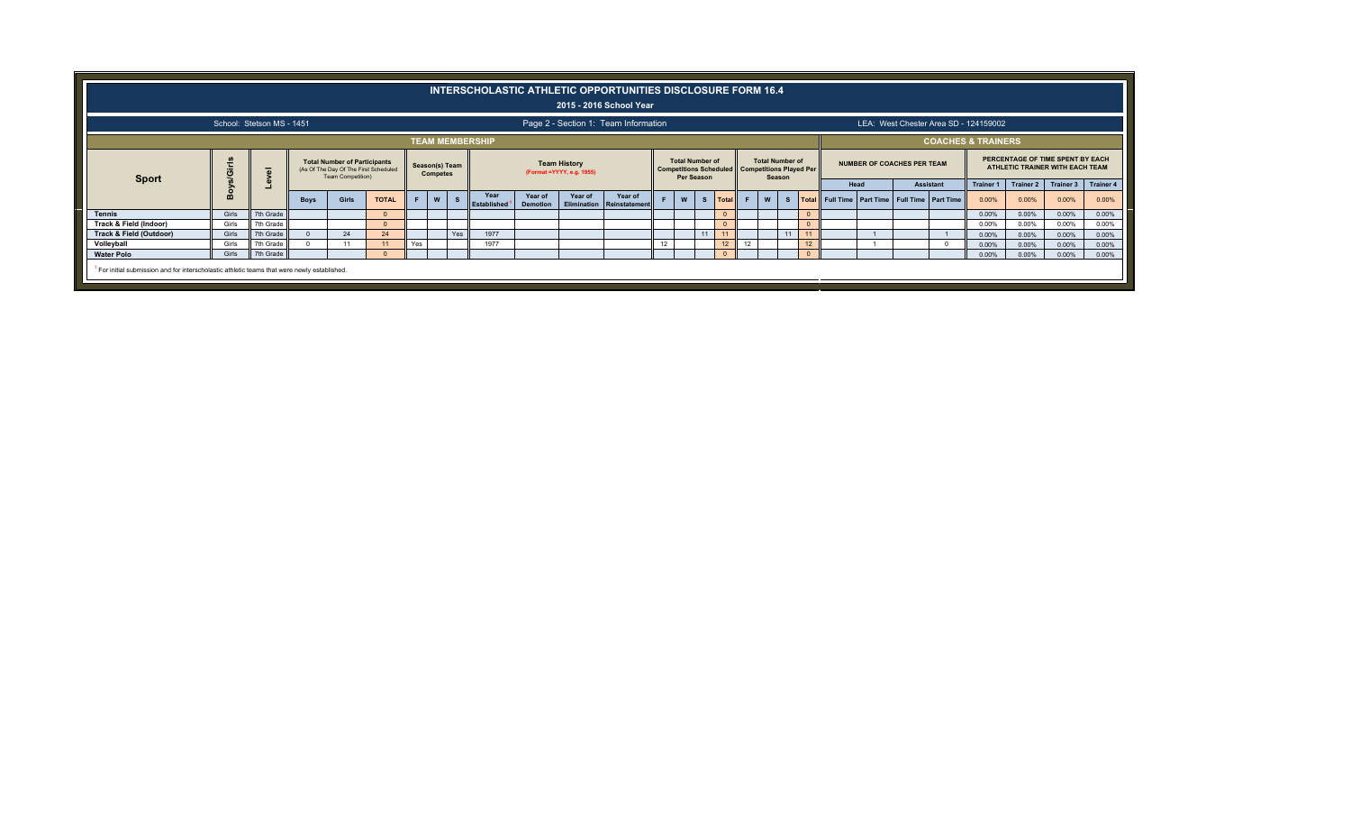# INTERSCHOLASTIC ATHLETIC OPPORTUNITIES DISCLOSURE FORM 16.4

## 2015 - 2016 School Year

School: Stetson MS - 1451

Page 2 - Section 1: Team Information

LEA: West Chester Area SD - 124159002

| Sport | Boys/Girls | Level | TEAM MEMBERSHIP | | | | | | | | | | | | | | | | | | | | COACHES & TRAINERS | | | | | | | |
|---|---|---|---|---|---|---|---|---|---|---|---|---|---|---|---|---|---|---|---|---|---|---|---|---|---|---|---|---|---|
| | | | Total Number of Participants (As Of The Day Of The First Scheduled Team Competition) | | | Season(s) Team Competes | | | Team History (Format =YYYY, e.g. 1955) | | | | Total Number of Competitions Scheduled Per Season | | | | Total Number of Competitions Played Per Season | | | | NUMBER OF COACHES PER TEAM | | | | PERCENTAGE OF TIME SPENT BY EACH ATHLETIC TRAINER WITH EACH TEAM | | | |
| | | | | | | | | | | | | | | | | | | | | | Head | | Assistant | | Trainer 1 | Trainer 2 | Trainer 3 | Trainer 4 |
| | | | Boys | Girls | TOTAL | F | W | S | Year Established[1] | Year of Demotion | Year of Elimination | Year of Reinstatement | F | W | S | Total | F | W | S | Total | Full Time | Part Time | Full Time | Part Time | 0.00% | 0.00% | 0.00% | 0.00% |
| Tennis | Girls | 7th Grade | | | 0 | | | | | | | | | | | 0 | | | | 0 | | | | | 0.00% | 0.00% | 0.00% | 0.00% |
| Track & Field (Indoor) | Girls | 7th Grade | | | 0 | | | | | | | | | | | 0 | | | | 0 | | | | | 0.00% | 0.00% | 0.00% | 0.00% |
| Track & Field (Outdoor) | Girls | 7th Grade | 0 | 24 | 24 | | | Yes | 1977 | | | | | | 11 | 11 | | | 11 | 11 | | 1 | | 1 | 0.00% | 0.00% | 0.00% | 0.00% |
| Volleyball | Girls | 7th Grade | 0 | 11 | 11 | Yes | | | 1977 | | | | 12 | | | 12 | 12 | | | 12 | | 1 | | 0 | 0.00% | 0.00% | 0.00% | 0.00% |
| Water Polo | Girls | 7th Grade | | | 0 | | | | | | | | | | | 0 | | | | 0 | | | | | 0.00% | 0.00% | 0.00% | 0.00% |

[1] For initial submission and for interscholastic athletic teams that were newly established.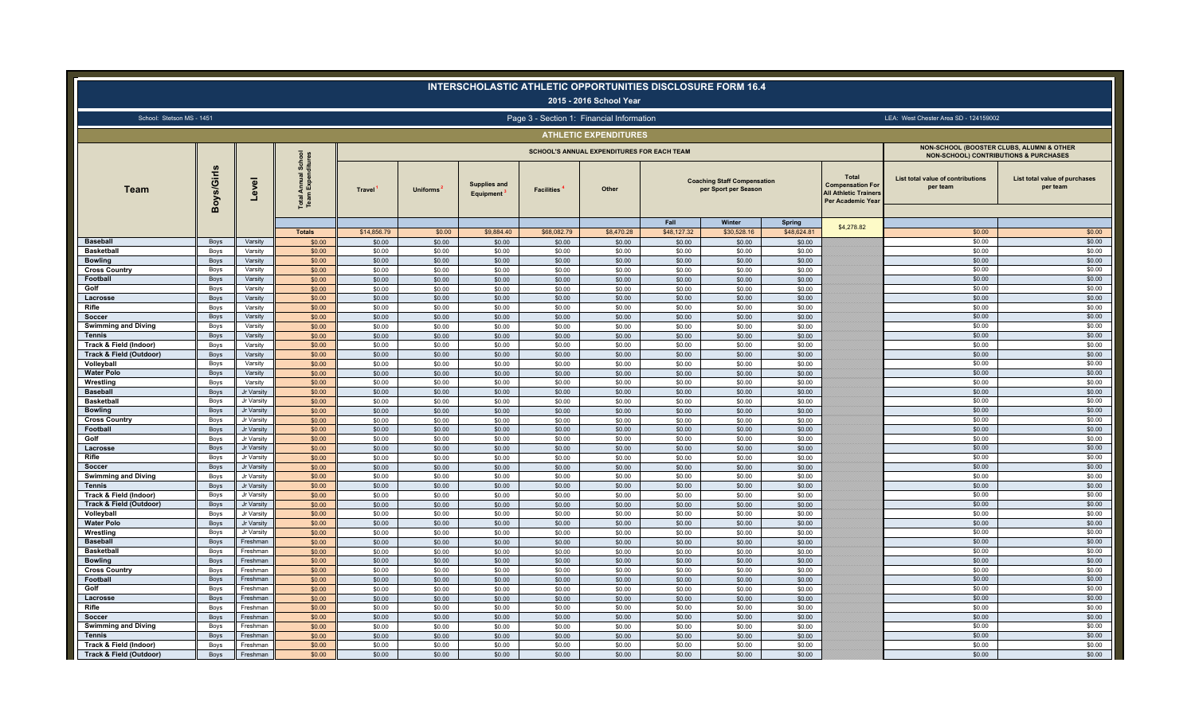# INTERSCHOLASTIC ATHLETIC OPPORTUNITIES DISCLOSURE FORM 16.4

## 2015 - 2016 School Year

School: Stetson MS - 1451

Page 3 - Section 1: Financial Information

LEA: West Chester Area SD - 124159002

### ATHLETIC EXPENDITURES

| Team | Boys/Girls | Level | Total Annual School Team Expenditures | SCHOOL'S ANNUAL EXPENDITURES FOR EACH TEAM | | | | | | | | | NON-SCHOOL (BOOSTER CLUBS, ALUMNI & OTHER NON-SCHOOL) CONTRIBUTIONS & PURCHASES | |
|---|---|---|---|---|---|---|---|---|---|---|---|---|---|---|
| | | | | Travel [1] | Uniforms [2] | Supplies and Equipment [3] | Facilities [4] | Other | Coaching Staff Compensation per Sport per Season | | | Total Compensation For All Athletic Trainers Per Academic Year | List total value of contributions per team | List total value of purchases per team |
| | | | | | | | | | Fall | Winter | Spring | | | |
| | | | Totals | $14,856.79 | $0.00 | $9,884.40 | $68,082.79 | $8,470.28 | $48,127.32 | $30,528.16 | $48,624.81 | $4,278.82 | $0.00 | $0.00 |
| Baseball | Boys | Varsity | $0.00 | $0.00 | $0.00 | $0.00 | $0.00 | $0.00 | $0.00 | $0.00 | $0.00 | | $0.00 | $0.00 |
| Basketball | Boys | Varsity | $0.00 | $0.00 | $0.00 | $0.00 | $0.00 | $0.00 | $0.00 | $0.00 | $0.00 | | $0.00 | $0.00 |
| Bowling | Boys | Varsity | $0.00 | $0.00 | $0.00 | $0.00 | $0.00 | $0.00 | $0.00 | $0.00 | $0.00 | | $0.00 | $0.00 |
| Cross Country | Boys | Varsity | $0.00 | $0.00 | $0.00 | $0.00 | $0.00 | $0.00 | $0.00 | $0.00 | $0.00 | | $0.00 | $0.00 |
| Football | Boys | Varsity | $0.00 | $0.00 | $0.00 | $0.00 | $0.00 | $0.00 | $0.00 | $0.00 | $0.00 | | $0.00 | $0.00 |
| Golf | Boys | Varsity | $0.00 | $0.00 | $0.00 | $0.00 | $0.00 | $0.00 | $0.00 | $0.00 | $0.00 | | $0.00 | $0.00 |
| Lacrosse | Boys | Varsity | $0.00 | $0.00 | $0.00 | $0.00 | $0.00 | $0.00 | $0.00 | $0.00 | $0.00 | | $0.00 | $0.00 |
| Rifle | Boys | Varsity | $0.00 | $0.00 | $0.00 | $0.00 | $0.00 | $0.00 | $0.00 | $0.00 | $0.00 | | $0.00 | $0.00 |
| Soccer | Boys | Varsity | $0.00 | $0.00 | $0.00 | $0.00 | $0.00 | $0.00 | $0.00 | $0.00 | $0.00 | | $0.00 | $0.00 |
| Swimming and Diving | Boys | Varsity | $0.00 | $0.00 | $0.00 | $0.00 | $0.00 | $0.00 | $0.00 | $0.00 | $0.00 | | $0.00 | $0.00 |
| Tennis | Boys | Varsity | $0.00 | $0.00 | $0.00 | $0.00 | $0.00 | $0.00 | $0.00 | $0.00 | $0.00 | | $0.00 | $0.00 |
| Track & Field (Indoor) | Boys | Varsity | $0.00 | $0.00 | $0.00 | $0.00 | $0.00 | $0.00 | $0.00 | $0.00 | $0.00 | | $0.00 | $0.00 |
| Track & Field (Outdoor) | Boys | Varsity | $0.00 | $0.00 | $0.00 | $0.00 | $0.00 | $0.00 | $0.00 | $0.00 | $0.00 | | $0.00 | $0.00 |
| Volleyball | Boys | Varsity | $0.00 | $0.00 | $0.00 | $0.00 | $0.00 | $0.00 | $0.00 | $0.00 | $0.00 | | $0.00 | $0.00 |
| Water Polo | Boys | Varsity | $0.00 | $0.00 | $0.00 | $0.00 | $0.00 | $0.00 | $0.00 | $0.00 | $0.00 | | $0.00 | $0.00 |
| Wrestling | Boys | Varsity | $0.00 | $0.00 | $0.00 | $0.00 | $0.00 | $0.00 | $0.00 | $0.00 | $0.00 | | $0.00 | $0.00 |
| Baseball | Boys | Jr Varsity | $0.00 | $0.00 | $0.00 | $0.00 | $0.00 | $0.00 | $0.00 | $0.00 | $0.00 | | $0.00 | $0.00 |
| Basketball | Boys | Jr Varsity | $0.00 | $0.00 | $0.00 | $0.00 | $0.00 | $0.00 | $0.00 | $0.00 | $0.00 | | $0.00 | $0.00 |
| Bowling | Boys | Jr Varsity | $0.00 | $0.00 | $0.00 | $0.00 | $0.00 | $0.00 | $0.00 | $0.00 | $0.00 | | $0.00 | $0.00 |
| Cross Country | Boys | Jr Varsity | $0.00 | $0.00 | $0.00 | $0.00 | $0.00 | $0.00 | $0.00 | $0.00 | $0.00 | | $0.00 | $0.00 |
| Football | Boys | Jr Varsity | $0.00 | $0.00 | $0.00 | $0.00 | $0.00 | $0.00 | $0.00 | $0.00 | $0.00 | | $0.00 | $0.00 |
| Golf | Boys | Jr Varsity | $0.00 | $0.00 | $0.00 | $0.00 | $0.00 | $0.00 | $0.00 | $0.00 | $0.00 | | $0.00 | $0.00 |
| Lacrosse | Boys | Jr Varsity | $0.00 | $0.00 | $0.00 | $0.00 | $0.00 | $0.00 | $0.00 | $0.00 | $0.00 | | $0.00 | $0.00 |
| Rifle | Boys | Jr Varsity | $0.00 | $0.00 | $0.00 | $0.00 | $0.00 | $0.00 | $0.00 | $0.00 | $0.00 | | $0.00 | $0.00 |
| Soccer | Boys | Jr Varsity | $0.00 | $0.00 | $0.00 | $0.00 | $0.00 | $0.00 | $0.00 | $0.00 | $0.00 | | $0.00 | $0.00 |
| Swimming and Diving | Boys | Jr Varsity | $0.00 | $0.00 | $0.00 | $0.00 | $0.00 | $0.00 | $0.00 | $0.00 | $0.00 | | $0.00 | $0.00 |
| Tennis | Boys | Jr Varsity | $0.00 | $0.00 | $0.00 | $0.00 | $0.00 | $0.00 | $0.00 | $0.00 | $0.00 | | $0.00 | $0.00 |
| Track & Field (Indoor) | Boys | Jr Varsity | $0.00 | $0.00 | $0.00 | $0.00 | $0.00 | $0.00 | $0.00 | $0.00 | $0.00 | | $0.00 | $0.00 |
| Track & Field (Outdoor) | Boys | Jr Varsity | $0.00 | $0.00 | $0.00 | $0.00 | $0.00 | $0.00 | $0.00 | $0.00 | $0.00 | | $0.00 | $0.00 |
| Volleyball | Boys | Jr Varsity | $0.00 | $0.00 | $0.00 | $0.00 | $0.00 | $0.00 | $0.00 | $0.00 | $0.00 | | $0.00 | $0.00 |
| Water Polo | Boys | Jr Varsity | $0.00 | $0.00 | $0.00 | $0.00 | $0.00 | $0.00 | $0.00 | $0.00 | $0.00 | | $0.00 | $0.00 |
| Wrestling | Boys | Jr Varsity | $0.00 | $0.00 | $0.00 | $0.00 | $0.00 | $0.00 | $0.00 | $0.00 | $0.00 | | $0.00 | $0.00 |
| Baseball | Boys | Freshman | $0.00 | $0.00 | $0.00 | $0.00 | $0.00 | $0.00 | $0.00 | $0.00 | $0.00 | | $0.00 | $0.00 |
| Basketball | Boys | Freshman | $0.00 | $0.00 | $0.00 | $0.00 | $0.00 | $0.00 | $0.00 | $0.00 | $0.00 | | $0.00 | $0.00 |
| Bowling | Boys | Freshman | $0.00 | $0.00 | $0.00 | $0.00 | $0.00 | $0.00 | $0.00 | $0.00 | $0.00 | | $0.00 | $0.00 |
| Cross Country | Boys | Freshman | $0.00 | $0.00 | $0.00 | $0.00 | $0.00 | $0.00 | $0.00 | $0.00 | $0.00 | | $0.00 | $0.00 |
| Football | Boys | Freshman | $0.00 | $0.00 | $0.00 | $0.00 | $0.00 | $0.00 | $0.00 | $0.00 | $0.00 | | $0.00 | $0.00 |
| Golf | Boys | Freshman | $0.00 | $0.00 | $0.00 | $0.00 | $0.00 | $0.00 | $0.00 | $0.00 | $0.00 | | $0.00 | $0.00 |
| Lacrosse | Boys | Freshman | $0.00 | $0.00 | $0.00 | $0.00 | $0.00 | $0.00 | $0.00 | $0.00 | $0.00 | | $0.00 | $0.00 |
| Rifle | Boys | Freshman | $0.00 | $0.00 | $0.00 | $0.00 | $0.00 | $0.00 | $0.00 | $0.00 | $0.00 | | $0.00 | $0.00 |
| Soccer | Boys | Freshman | $0.00 | $0.00 | $0.00 | $0.00 | $0.00 | $0.00 | $0.00 | $0.00 | $0.00 | | $0.00 | $0.00 |
| Swimming and Diving | Boys | Freshman | $0.00 | $0.00 | $0.00 | $0.00 | $0.00 | $0.00 | $0.00 | $0.00 | $0.00 | | $0.00 | $0.00 |
| Tennis | Boys | Freshman | $0.00 | $0.00 | $0.00 | $0.00 | $0.00 | $0.00 | $0.00 | $0.00 | $0.00 | | $0.00 | $0.00 |
| Track & Field (Indoor) | Boys | Freshman | $0.00 | $0.00 | $0.00 | $0.00 | $0.00 | $0.00 | $0.00 | $0.00 | $0.00 | | $0.00 | $0.00 |
| Track & Field (Outdoor) | Boys | Freshman | $0.00 | $0.00 | $0.00 | $0.00 | $0.00 | $0.00 | $0.00 | $0.00 | $0.00 | | $0.00 | $0.00 |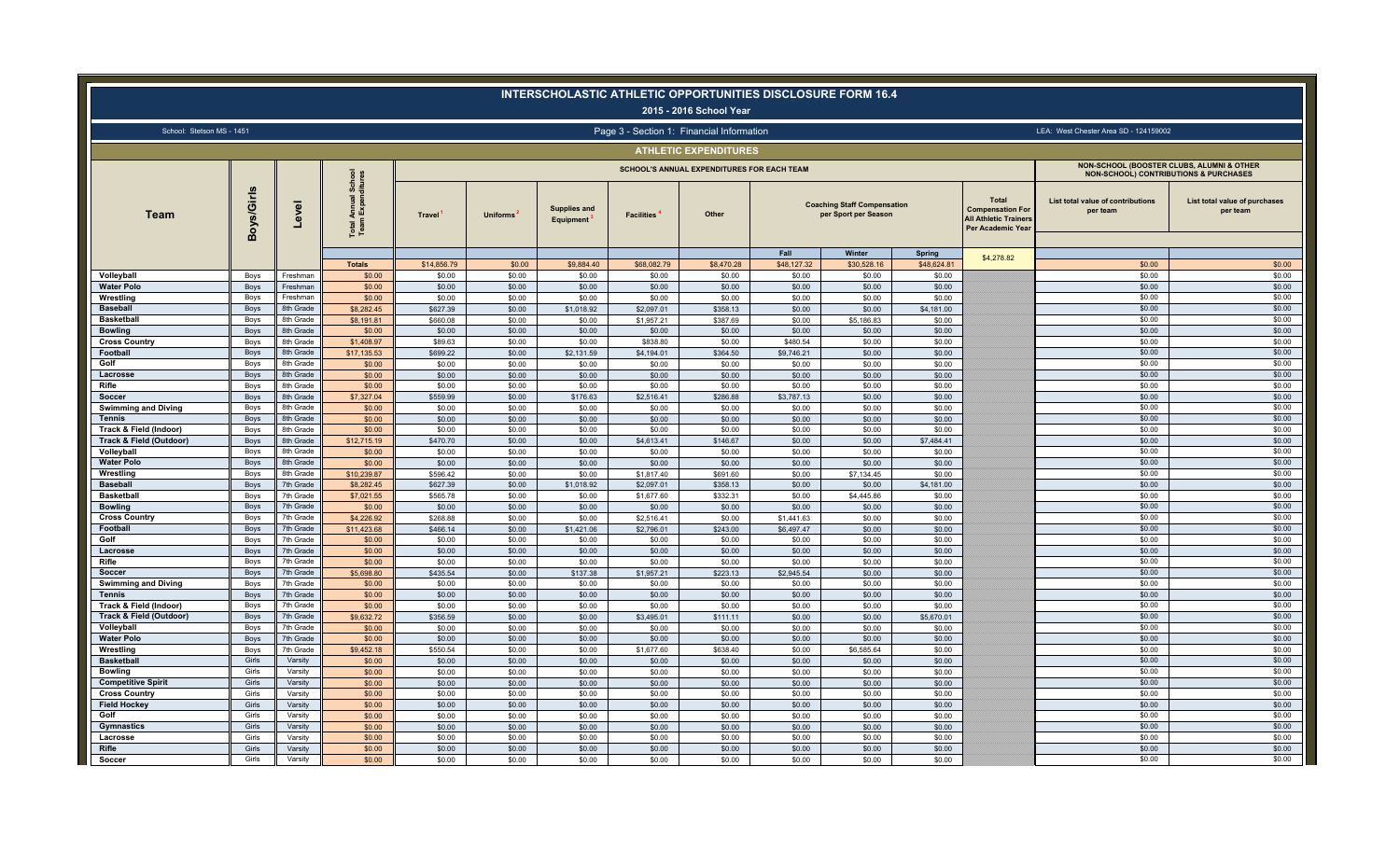# INTERSCHOLASTIC ATHLETIC OPPORTUNITIES DISCLOSURE FORM 16.4

## 2015 - 2016 School Year

School: Stetson MS - 1451

Page 3 - Section 1: Financial Information

LEA: West Chester Area SD - 124159002

### ATHLETIC EXPENDITURES

| Team | Boys/Girls | Level | Total Annual School Team Expenditures | SCHOOL'S ANNUAL EXPENDITURES FOR EACH TEAM | | | | | | | | | NON-SCHOOL (BOOSTER CLUBS, ALUMNI & OTHER NON-SCHOOL) CONTRIBUTIONS & PURCHASES | |
|---|---|---|---|---|---|---|---|---|---|---|---|---|---|---|
| | | | | Travel[1] | Uniforms[2] | Supplies and Equipment[3] | Facilities[4] | Other | Coaching Staff Compensation per Sport per Season | | | Total Compensation For All Athletic Trainers Per Academic Year | List total value of contributions per team | List total value of purchases per team |
| | | | | | | | | | Fall | Winter | Spring | | | |
| | | | Totals | $14,856.79 | $0.00 | $9,884.40 | $68,082.79 | $8,470.28 | $48,127.32 | $30,528.16 | $48,624.81 | $4,278.82 | $0.00 | $0.00 |
| Volleyball | Boys | Freshman | $0.00 | $0.00 | $0.00 | $0.00 | $0.00 | $0.00 | $0.00 | $0.00 | $0.00 | | $0.00 | $0.00 |
| Water Polo | Boys | Freshman | $0.00 | $0.00 | $0.00 | $0.00 | $0.00 | $0.00 | $0.00 | $0.00 | $0.00 | | $0.00 | $0.00 |
| Wrestling | Boys | Freshman | $0.00 | $0.00 | $0.00 | $0.00 | $0.00 | $0.00 | $0.00 | $0.00 | $0.00 | | $0.00 | $0.00 |
| Baseball | Boys | 8th Grade | $8,282.45 | $627.39 | $0.00 | $1,018.92 | $2,097.01 | $358.13 | $0.00 | $0.00 | $4,181.00 | | $0.00 | $0.00 |
| Basketball | Boys | 8th Grade | $8,191.81 | $660.08 | $0.00 | $0.00 | $1,957.21 | $387.69 | $0.00 | $5,186.83 | $0.00 | | $0.00 | $0.00 |
| Bowling | Boys | 8th Grade | $0.00 | $0.00 | $0.00 | $0.00 | $0.00 | $0.00 | $0.00 | $0.00 | $0.00 | | $0.00 | $0.00 |
| Cross Country | Boys | 8th Grade | $1,408.97 | $89.63 | $0.00 | $0.00 | $838.80 | $0.00 | $480.54 | $0.00 | $0.00 | | $0.00 | $0.00 |
| Football | Boys | 8th Grade | $17,135.53 | $699.22 | $0.00 | $2,131.59 | $4,194.01 | $364.50 | $9,746.21 | $0.00 | $0.00 | | $0.00 | $0.00 |
| Golf | Boys | 8th Grade | $0.00 | $0.00 | $0.00 | $0.00 | $0.00 | $0.00 | $0.00 | $0.00 | $0.00 | | $0.00 | $0.00 |
| Lacrosse | Boys | 8th Grade | $0.00 | $0.00 | $0.00 | $0.00 | $0.00 | $0.00 | $0.00 | $0.00 | $0.00 | | $0.00 | $0.00 |
| Rifle | Boys | 8th Grade | $0.00 | $0.00 | $0.00 | $0.00 | $0.00 | $0.00 | $0.00 | $0.00 | $0.00 | | $0.00 | $0.00 |
| Soccer | Boys | 8th Grade | $7,327.04 | $559.99 | $0.00 | $176.63 | $2,516.41 | $286.88 | $3,787.13 | $0.00 | $0.00 | | $0.00 | $0.00 |
| Swimming and Diving | Boys | 8th Grade | $0.00 | $0.00 | $0.00 | $0.00 | $0.00 | $0.00 | $0.00 | $0.00 | $0.00 | | $0.00 | $0.00 |
| Tennis | Boys | 8th Grade | $0.00 | $0.00 | $0.00 | $0.00 | $0.00 | $0.00 | $0.00 | $0.00 | $0.00 | | $0.00 | $0.00 |
| Track & Field (Indoor) | Boys | 8th Grade | $0.00 | $0.00 | $0.00 | $0.00 | $0.00 | $0.00 | $0.00 | $0.00 | $0.00 | | $0.00 | $0.00 |
| Track & Field (Outdoor) | Boys | 8th Grade | $12,715.19 | $470.70 | $0.00 | $0.00 | $4,613.41 | $146.67 | $0.00 | $0.00 | $7,484.41 | | $0.00 | $0.00 |
| Volleyball | Boys | 8th Grade | $0.00 | $0.00 | $0.00 | $0.00 | $0.00 | $0.00 | $0.00 | $0.00 | $0.00 | | $0.00 | $0.00 |
| Water Polo | Boys | 8th Grade | $0.00 | $0.00 | $0.00 | $0.00 | $0.00 | $0.00 | $0.00 | $0.00 | $0.00 | | $0.00 | $0.00 |
| Wrestling | Boys | 8th Grade | $10,239.87 | $596.42 | $0.00 | $0.00 | $1,817.40 | $691.60 | $0.00 | $7,134.45 | $0.00 | | $0.00 | $0.00 |
| Baseball | Boys | 7th Grade | $8,282.45 | $627.39 | $0.00 | $1,018.92 | $2,097.01 | $358.13 | $0.00 | $0.00 | $4,181.00 | | $0.00 | $0.00 |
| Basketball | Boys | 7th Grade | $7,021.55 | $565.78 | $0.00 | $0.00 | $1,677.60 | $332.31 | $0.00 | $4,445.86 | $0.00 | | $0.00 | $0.00 |
| Bowling | Boys | 7th Grade | $0.00 | $0.00 | $0.00 | $0.00 | $0.00 | $0.00 | $0.00 | $0.00 | $0.00 | | $0.00 | $0.00 |
| Cross Country | Boys | 7th Grade | $4,226.92 | $268.88 | $0.00 | $0.00 | $2,516.41 | $0.00 | $1,441.63 | $0.00 | $0.00 | | $0.00 | $0.00 |
| Football | Boys | 7th Grade | $11,423.68 | $466.14 | $0.00 | $1,421.06 | $2,796.01 | $243.00 | $6,497.47 | $0.00 | $0.00 | | $0.00 | $0.00 |
| Golf | Boys | 7th Grade | $0.00 | $0.00 | $0.00 | $0.00 | $0.00 | $0.00 | $0.00 | $0.00 | $0.00 | | $0.00 | $0.00 |
| Lacrosse | Boys | 7th Grade | $0.00 | $0.00 | $0.00 | $0.00 | $0.00 | $0.00 | $0.00 | $0.00 | $0.00 | | $0.00 | $0.00 |
| Rifle | Boys | 7th Grade | $0.00 | $0.00 | $0.00 | $0.00 | $0.00 | $0.00 | $0.00 | $0.00 | $0.00 | | $0.00 | $0.00 |
| Soccer | Boys | 7th Grade | $5,698.80 | $435.54 | $0.00 | $137.38 | $1,957.21 | $223.13 | $2,945.54 | $0.00 | $0.00 | | $0.00 | $0.00 |
| Swimming and Diving | Boys | 7th Grade | $0.00 | $0.00 | $0.00 | $0.00 | $0.00 | $0.00 | $0.00 | $0.00 | $0.00 | | $0.00 | $0.00 |
| Tennis | Boys | 7th Grade | $0.00 | $0.00 | $0.00 | $0.00 | $0.00 | $0.00 | $0.00 | $0.00 | $0.00 | | $0.00 | $0.00 |
| Track & Field (Indoor) | Boys | 7th Grade | $0.00 | $0.00 | $0.00 | $0.00 | $0.00 | $0.00 | $0.00 | $0.00 | $0.00 | | $0.00 | $0.00 |
| Track & Field (Outdoor) | Boys | 7th Grade | $9,632.72 | $356.59 | $0.00 | $0.00 | $3,495.01 | $111.11 | $0.00 | $0.00 | $5,670.01 | | $0.00 | $0.00 |
| Volleyball | Boys | 7th Grade | $0.00 | $0.00 | $0.00 | $0.00 | $0.00 | $0.00 | $0.00 | $0.00 | $0.00 | | $0.00 | $0.00 |
| Water Polo | Boys | 7th Grade | $0.00 | $0.00 | $0.00 | $0.00 | $0.00 | $0.00 | $0.00 | $0.00 | $0.00 | | $0.00 | $0.00 |
| Wrestling | Boys | 7th Grade | $9,452.18 | $550.54 | $0.00 | $0.00 | $1,677.60 | $638.40 | $0.00 | $6,585.64 | $0.00 | | $0.00 | $0.00 |
| Basketball | Girls | Varsity | $0.00 | $0.00 | $0.00 | $0.00 | $0.00 | $0.00 | $0.00 | $0.00 | $0.00 | | $0.00 | $0.00 |
| Bowling | Girls | Varsity | $0.00 | $0.00 | $0.00 | $0.00 | $0.00 | $0.00 | $0.00 | $0.00 | $0.00 | | $0.00 | $0.00 |
| Competitive Spirit | Girls | Varsity | $0.00 | $0.00 | $0.00 | $0.00 | $0.00 | $0.00 | $0.00 | $0.00 | $0.00 | | $0.00 | $0.00 |
| Cross Country | Girls | Varsity | $0.00 | $0.00 | $0.00 | $0.00 | $0.00 | $0.00 | $0.00 | $0.00 | $0.00 | | $0.00 | $0.00 |
| Field Hockey | Girls | Varsity | $0.00 | $0.00 | $0.00 | $0.00 | $0.00 | $0.00 | $0.00 | $0.00 | $0.00 | | $0.00 | $0.00 |
| Golf | Girls | Varsity | $0.00 | $0.00 | $0.00 | $0.00 | $0.00 | $0.00 | $0.00 | $0.00 | $0.00 | | $0.00 | $0.00 |
| Gymnastics | Girls | Varsity | $0.00 | $0.00 | $0.00 | $0.00 | $0.00 | $0.00 | $0.00 | $0.00 | $0.00 | | $0.00 | $0.00 |
| Lacrosse | Girls | Varsity | $0.00 | $0.00 | $0.00 | $0.00 | $0.00 | $0.00 | $0.00 | $0.00 | $0.00 | | $0.00 | $0.00 |
| Rifle | Girls | Varsity | $0.00 | $0.00 | $0.00 | $0.00 | $0.00 | $0.00 | $0.00 | $0.00 | $0.00 | | $0.00 | $0.00 |
| Soccer | Girls | Varsity | $0.00 | $0.00 | $0.00 | $0.00 | $0.00 | $0.00 | $0.00 | $0.00 | $0.00 | | $0.00 | $0.00 |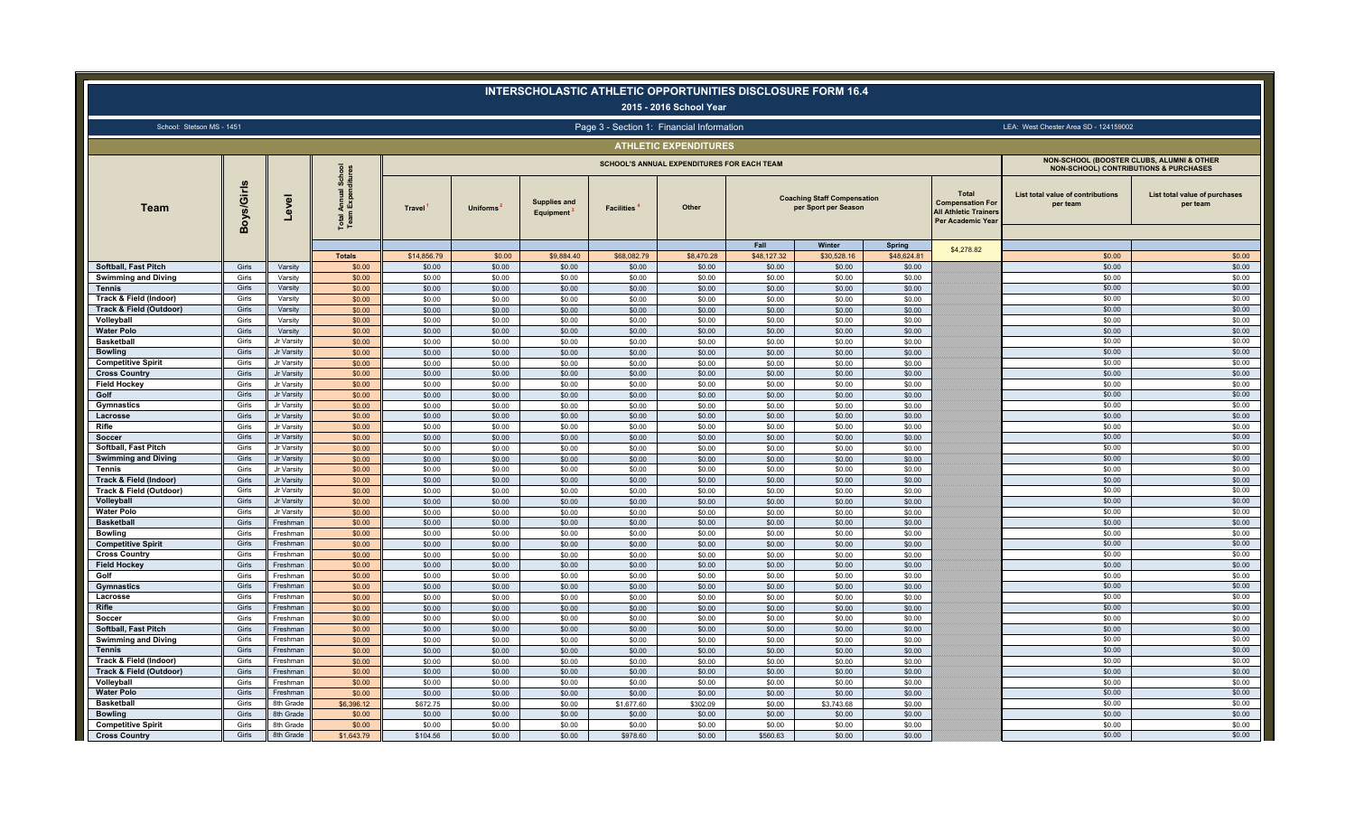# INTERSCHOLASTIC ATHLETIC OPPORTUNITIES DISCLOSURE FORM 16.4

## 2015 - 2016 School Year

School: Stetson MS - 1451

Page 3 - Section 1: Financial Information

LEA: West Chester Area SD - 124159002

### ATHLETIC EXPENDITURES

| Team | Boys/Girls | Level | Total Annual School Team Expenditures | SCHOOL'S ANNUAL EXPENDITURES FOR EACH TEAM | | | | | | | | Total Compensation For All Athletic Trainers Per Academic Year | NON-SCHOOL (BOOSTER CLUBS, ALUMNI & OTHER NON-SCHOOL) CONTRIBUTIONS & PURCHASES | |
|---|---|---|---|---|---|---|---|---|---|---|---|---|---|---|
| | | | | Travel [1] | Uniforms [2] | Supplies and Equipment [3] | Facilities [4] | Other | Coaching Staff Compensation per Sport per Season | | | | List total value of contributions per team | List total value of purchases per team |
| | | | | | | | | | Fall | Winter | Spring | | | |
| | | | Totals | $14,856.79 | $0.00 | $9,884.40 | $68,082.79 | $8,470.28 | $48,127.32 | $30,528.16 | $48,624.81 | $4,278.82 | $0.00 | $0.00 |
| Softball, Fast Pitch | Girls | Varsity | $0.00 | $0.00 | $0.00 | $0.00 | $0.00 | $0.00 | $0.00 | $0.00 | $0.00 | | $0.00 | $0.00 |
| Swimming and Diving | Girls | Varsity | $0.00 | $0.00 | $0.00 | $0.00 | $0.00 | $0.00 | $0.00 | $0.00 | $0.00 | | $0.00 | $0.00 |
| Tennis | Girls | Varsity | $0.00 | $0.00 | $0.00 | $0.00 | $0.00 | $0.00 | $0.00 | $0.00 | $0.00 | | $0.00 | $0.00 |
| Track & Field (Indoor) | Girls | Varsity | $0.00 | $0.00 | $0.00 | $0.00 | $0.00 | $0.00 | $0.00 | $0.00 | $0.00 | | $0.00 | $0.00 |
| Track & Field (Outdoor) | Girls | Varsity | $0.00 | $0.00 | $0.00 | $0.00 | $0.00 | $0.00 | $0.00 | $0.00 | $0.00 | | $0.00 | $0.00 |
| Volleyball | Girls | Varsity | $0.00 | $0.00 | $0.00 | $0.00 | $0.00 | $0.00 | $0.00 | $0.00 | $0.00 | | $0.00 | $0.00 |
| Water Polo | Girls | Varsity | $0.00 | $0.00 | $0.00 | $0.00 | $0.00 | $0.00 | $0.00 | $0.00 | $0.00 | | $0.00 | $0.00 |
| Basketball | Girls | Jr Varsity | $0.00 | $0.00 | $0.00 | $0.00 | $0.00 | $0.00 | $0.00 | $0.00 | $0.00 | | $0.00 | $0.00 |
| Bowling | Girls | Jr Varsity | $0.00 | $0.00 | $0.00 | $0.00 | $0.00 | $0.00 | $0.00 | $0.00 | $0.00 | | $0.00 | $0.00 |
| Competitive Spirit | Girls | Jr Varsity | $0.00 | $0.00 | $0.00 | $0.00 | $0.00 | $0.00 | $0.00 | $0.00 | $0.00 | | $0.00 | $0.00 |
| Cross Country | Girls | Jr Varsity | $0.00 | $0.00 | $0.00 | $0.00 | $0.00 | $0.00 | $0.00 | $0.00 | $0.00 | | $0.00 | $0.00 |
| Field Hockey | Girls | Jr Varsity | $0.00 | $0.00 | $0.00 | $0.00 | $0.00 | $0.00 | $0.00 | $0.00 | $0.00 | | $0.00 | $0.00 |
| Golf | Girls | Jr Varsity | $0.00 | $0.00 | $0.00 | $0.00 | $0.00 | $0.00 | $0.00 | $0.00 | $0.00 | | $0.00 | $0.00 |
| Gymnastics | Girls | Jr Varsity | $0.00 | $0.00 | $0.00 | $0.00 | $0.00 | $0.00 | $0.00 | $0.00 | $0.00 | | $0.00 | $0.00 |
| Lacrosse | Girls | Jr Varsity | $0.00 | $0.00 | $0.00 | $0.00 | $0.00 | $0.00 | $0.00 | $0.00 | $0.00 | | $0.00 | $0.00 |
| Rifle | Girls | Jr Varsity | $0.00 | $0.00 | $0.00 | $0.00 | $0.00 | $0.00 | $0.00 | $0.00 | $0.00 | | $0.00 | $0.00 |
| Soccer | Girls | Jr Varsity | $0.00 | $0.00 | $0.00 | $0.00 | $0.00 | $0.00 | $0.00 | $0.00 | $0.00 | | $0.00 | $0.00 |
| Softball, Fast Pitch | Girls | Jr Varsity | $0.00 | $0.00 | $0.00 | $0.00 | $0.00 | $0.00 | $0.00 | $0.00 | $0.00 | | $0.00 | $0.00 |
| Swimming and Diving | Girls | Jr Varsity | $0.00 | $0.00 | $0.00 | $0.00 | $0.00 | $0.00 | $0.00 | $0.00 | $0.00 | | $0.00 | $0.00 |
| Tennis | Girls | Jr Varsity | $0.00 | $0.00 | $0.00 | $0.00 | $0.00 | $0.00 | $0.00 | $0.00 | $0.00 | | $0.00 | $0.00 |
| Track & Field (Indoor) | Girls | Jr Varsity | $0.00 | $0.00 | $0.00 | $0.00 | $0.00 | $0.00 | $0.00 | $0.00 | $0.00 | | $0.00 | $0.00 |
| Track & Field (Outdoor) | Girls | Jr Varsity | $0.00 | $0.00 | $0.00 | $0.00 | $0.00 | $0.00 | $0.00 | $0.00 | $0.00 | | $0.00 | $0.00 |
| Volleyball | Girls | Jr Varsity | $0.00 | $0.00 | $0.00 | $0.00 | $0.00 | $0.00 | $0.00 | $0.00 | $0.00 | | $0.00 | $0.00 |
| Water Polo | Girls | Jr Varsity | $0.00 | $0.00 | $0.00 | $0.00 | $0.00 | $0.00 | $0.00 | $0.00 | $0.00 | | $0.00 | $0.00 |
| Basketball | Girls | Freshman | $0.00 | $0.00 | $0.00 | $0.00 | $0.00 | $0.00 | $0.00 | $0.00 | $0.00 | | $0.00 | $0.00 |
| Bowling | Girls | Freshman | $0.00 | $0.00 | $0.00 | $0.00 | $0.00 | $0.00 | $0.00 | $0.00 | $0.00 | | $0.00 | $0.00 |
| Competitive Spirit | Girls | Freshman | $0.00 | $0.00 | $0.00 | $0.00 | $0.00 | $0.00 | $0.00 | $0.00 | $0.00 | | $0.00 | $0.00 |
| Cross Country | Girls | Freshman | $0.00 | $0.00 | $0.00 | $0.00 | $0.00 | $0.00 | $0.00 | $0.00 | $0.00 | | $0.00 | $0.00 |
| Field Hockey | Girls | Freshman | $0.00 | $0.00 | $0.00 | $0.00 | $0.00 | $0.00 | $0.00 | $0.00 | $0.00 | | $0.00 | $0.00 |
| Golf | Girls | Freshman | $0.00 | $0.00 | $0.00 | $0.00 | $0.00 | $0.00 | $0.00 | $0.00 | $0.00 | | $0.00 | $0.00 |
| Gymnastics | Girls | Freshman | $0.00 | $0.00 | $0.00 | $0.00 | $0.00 | $0.00 | $0.00 | $0.00 | $0.00 | | $0.00 | $0.00 |
| Lacrosse | Girls | Freshman | $0.00 | $0.00 | $0.00 | $0.00 | $0.00 | $0.00 | $0.00 | $0.00 | $0.00 | | $0.00 | $0.00 |
| Rifle | Girls | Freshman | $0.00 | $0.00 | $0.00 | $0.00 | $0.00 | $0.00 | $0.00 | $0.00 | $0.00 | | $0.00 | $0.00 |
| Soccer | Girls | Freshman | $0.00 | $0.00 | $0.00 | $0.00 | $0.00 | $0.00 | $0.00 | $0.00 | $0.00 | | $0.00 | $0.00 |
| Softball, Fast Pitch | Girls | Freshman | $0.00 | $0.00 | $0.00 | $0.00 | $0.00 | $0.00 | $0.00 | $0.00 | $0.00 | | $0.00 | $0.00 |
| Swimming and Diving | Girls | Freshman | $0.00 | $0.00 | $0.00 | $0.00 | $0.00 | $0.00 | $0.00 | $0.00 | $0.00 | | $0.00 | $0.00 |
| Tennis | Girls | Freshman | $0.00 | $0.00 | $0.00 | $0.00 | $0.00 | $0.00 | $0.00 | $0.00 | $0.00 | | $0.00 | $0.00 |
| Track & Field (Indoor) | Girls | Freshman | $0.00 | $0.00 | $0.00 | $0.00 | $0.00 | $0.00 | $0.00 | $0.00 | $0.00 | | $0.00 | $0.00 |
| Track & Field (Outdoor) | Girls | Freshman | $0.00 | $0.00 | $0.00 | $0.00 | $0.00 | $0.00 | $0.00 | $0.00 | $0.00 | | $0.00 | $0.00 |
| Volleyball | Girls | Freshman | $0.00 | $0.00 | $0.00 | $0.00 | $0.00 | $0.00 | $0.00 | $0.00 | $0.00 | | $0.00 | $0.00 |
| Water Polo | Girls | Freshman | $0.00 | $0.00 | $0.00 | $0.00 | $0.00 | $0.00 | $0.00 | $0.00 | $0.00 | | $0.00 | $0.00 |
| Basketball | Girls | 8th Grade | $6,396.12 | $672.75 | $0.00 | $0.00 | $1,677.60 | $302.09 | $0.00 | $3,743.68 | $0.00 | | $0.00 | $0.00 |
| Bowling | Girls | 8th Grade | $0.00 | $0.00 | $0.00 | $0.00 | $0.00 | $0.00 | $0.00 | $0.00 | $0.00 | | $0.00 | $0.00 |
| Competitive Spirit | Girls | 8th Grade | $0.00 | $0.00 | $0.00 | $0.00 | $0.00 | $0.00 | $0.00 | $0.00 | $0.00 | | $0.00 | $0.00 |
| Cross Country | Girls | 8th Grade | $1,643.79 | $104.56 | $0.00 | $0.00 | $978.60 | $0.00 | $560.63 | $0.00 | $0.00 | | $0.00 | $0.00 |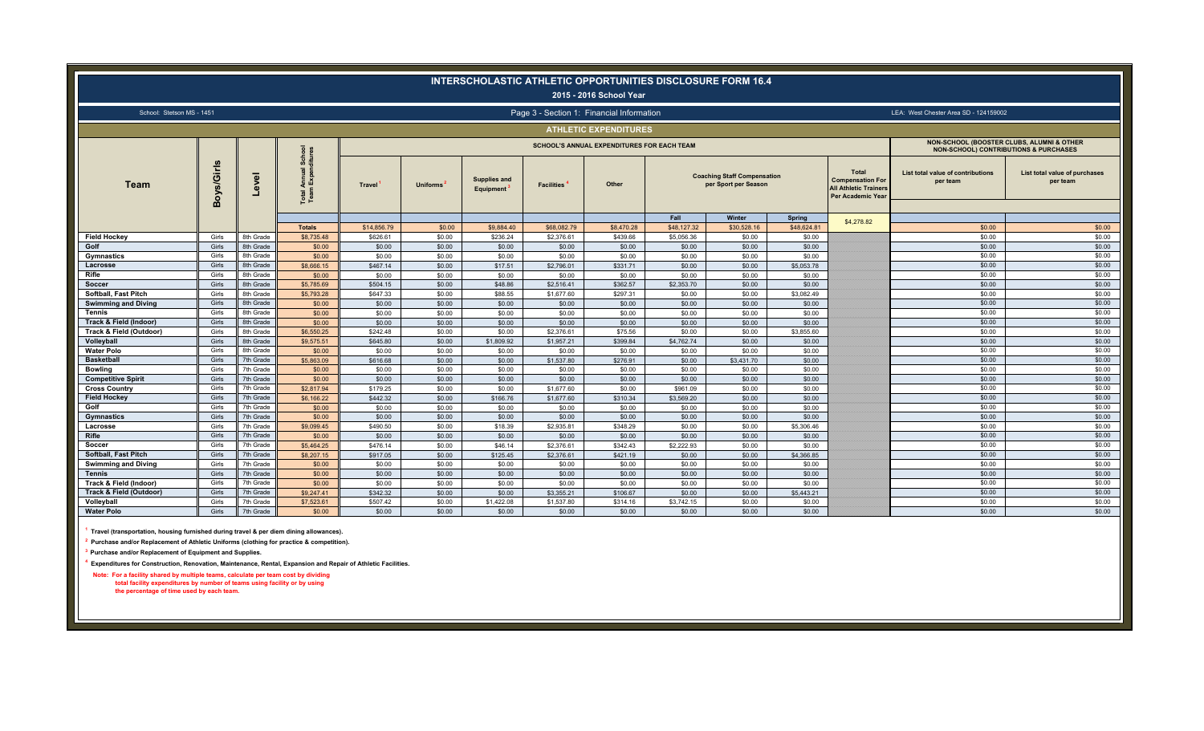# INTERSCHOLASTIC ATHLETIC OPPORTUNITIES DISCLOSURE FORM 16.4

## 2015 - 2016 School Year

School: Stetson MS - 1451 | Page 3 - Section 1: Financial Information | LEA: West Chester Area SD - 124159002

### ATHLETIC EXPENDITURES

| Team | Boys/Girls | Level | Total Annual School Team Expenditures | SCHOOL'S ANNUAL EXPENDITURES FOR EACH TEAM | | | | | | | | | NON-SCHOOL (BOOSTER CLUBS, ALUMNI & OTHER NON-SCHOOL) CONTRIBUTIONS & PURCHASES | |
|---|---|---|---|---|---|---|---|---|---|---|---|---|---|---|
| | | | | Travel [1] | Uniforms [2] | Supplies and Equipment [3] | Facilities [4] | Other | Coaching Staff Compensation per Sport per Season | | | Total Compensation For All Athletic Trainers Per Academic Year | List total value of contributions per team | List total value of purchases per team |
| | | | | | | | | | Fall | Winter | Spring | | | |
| | | | Totals | $14,856.79 | $0.00 | $9,884.40 | $68,082.79 | $8,470.28 | $48,127.32 | $30,528.16 | $48,624.81 | $4,278.82 | $0.00 | $0.00 |
| Field Hockey | Girls | 8th Grade | $8,735.48 | $626.61 | $0.00 | $236.24 | $2,376.61 | $439.66 | $5,056.36 | $0.00 | $0.00 | | $0.00 | $0.00 |
| Golf | Girls | 8th Grade | $0.00 | $0.00 | $0.00 | $0.00 | $0.00 | $0.00 | $0.00 | $0.00 | $0.00 | | $0.00 | $0.00 |
| Gymnastics | Girls | 8th Grade | $0.00 | $0.00 | $0.00 | $0.00 | $0.00 | $0.00 | $0.00 | $0.00 | $0.00 | | $0.00 | $0.00 |
| Lacrosse | Girls | 8th Grade | $8,666.15 | $467.14 | $0.00 | $17.51 | $2,796.01 | $331.71 | $0.00 | $0.00 | $5,053.78 | | $0.00 | $0.00 |
| Rifle | Girls | 8th Grade | $0.00 | $0.00 | $0.00 | $0.00 | $0.00 | $0.00 | $0.00 | $0.00 | $0.00 | | $0.00 | $0.00 |
| Soccer | Girls | 8th Grade | $5,785.69 | $504.15 | $0.00 | $48.86 | $2,516.41 | $362.57 | $2,353.70 | $0.00 | $0.00 | | $0.00 | $0.00 |
| Softball, Fast Pitch | Girls | 8th Grade | $5,793.28 | $647.33 | $0.00 | $88.55 | $1,677.60 | $297.31 | $0.00 | $0.00 | $3,082.49 | | $0.00 | $0.00 |
| Swimming and Diving | Girls | 8th Grade | $0.00 | $0.00 | $0.00 | $0.00 | $0.00 | $0.00 | $0.00 | $0.00 | $0.00 | | $0.00 | $0.00 |
| Tennis | Girls | 8th Grade | $0.00 | $0.00 | $0.00 | $0.00 | $0.00 | $0.00 | $0.00 | $0.00 | $0.00 | | $0.00 | $0.00 |
| Track & Field (Indoor) | Girls | 8th Grade | $0.00 | $0.00 | $0.00 | $0.00 | $0.00 | $0.00 | $0.00 | $0.00 | $0.00 | | $0.00 | $0.00 |
| Track & Field (Outdoor) | Girls | 8th Grade | $6,550.25 | $242.48 | $0.00 | $0.00 | $2,376.61 | $75.56 | $0.00 | $0.00 | $3,855.60 | | $0.00 | $0.00 |
| Volleyball | Girls | 8th Grade | $9,575.51 | $645.80 | $0.00 | $1,809.92 | $1,957.21 | $399.84 | $4,762.74 | $0.00 | $0.00 | | $0.00 | $0.00 |
| Water Polo | Girls | 8th Grade | $0.00 | $0.00 | $0.00 | $0.00 | $0.00 | $0.00 | $0.00 | $0.00 | $0.00 | | $0.00 | $0.00 |
| Basketball | Girls | 7th Grade | $5,863.09 | $616.68 | $0.00 | $0.00 | $1,537.80 | $276.91 | $0.00 | $3,431.70 | $0.00 | | $0.00 | $0.00 |
| Bowling | Girls | 7th Grade | $0.00 | $0.00 | $0.00 | $0.00 | $0.00 | $0.00 | $0.00 | $0.00 | $0.00 | | $0.00 | $0.00 |
| Competitive Spirit | Girls | 7th Grade | $0.00 | $0.00 | $0.00 | $0.00 | $0.00 | $0.00 | $0.00 | $0.00 | $0.00 | | $0.00 | $0.00 |
| Cross Country | Girls | 7th Grade | $2,817.94 | $179.25 | $0.00 | $0.00 | $1,677.60 | $0.00 | $961.09 | $0.00 | $0.00 | | $0.00 | $0.00 |
| Field Hockey | Girls | 7th Grade | $6,166.22 | $442.32 | $0.00 | $166.76 | $1,677.60 | $310.34 | $3,569.20 | $0.00 | $0.00 | | $0.00 | $0.00 |
| Golf | Girls | 7th Grade | $0.00 | $0.00 | $0.00 | $0.00 | $0.00 | $0.00 | $0.00 | $0.00 | $0.00 | | $0.00 | $0.00 |
| Gymnastics | Girls | 7th Grade | $0.00 | $0.00 | $0.00 | $0.00 | $0.00 | $0.00 | $0.00 | $0.00 | $0.00 | | $0.00 | $0.00 |
| Lacrosse | Girls | 7th Grade | $9,099.45 | $490.50 | $0.00 | $18.39 | $2,935.81 | $348.29 | $0.00 | $0.00 | $5,306.46 | | $0.00 | $0.00 |
| Rifle | Girls | 7th Grade | $0.00 | $0.00 | $0.00 | $0.00 | $0.00 | $0.00 | $0.00 | $0.00 | $0.00 | | $0.00 | $0.00 |
| Soccer | Girls | 7th Grade | $5,464.25 | $476.14 | $0.00 | $46.14 | $2,376.61 | $342.43 | $2,222.93 | $0.00 | $0.00 | | $0.00 | $0.00 |
| Softball, Fast Pitch | Girls | 7th Grade | $8,207.15 | $917.05 | $0.00 | $125.45 | $2,376.61 | $421.19 | $0.00 | $0.00 | $4,366.85 | | $0.00 | $0.00 |
| Swimming and Diving | Girls | 7th Grade | $0.00 | $0.00 | $0.00 | $0.00 | $0.00 | $0.00 | $0.00 | $0.00 | $0.00 | | $0.00 | $0.00 |
| Tennis | Girls | 7th Grade | $0.00 | $0.00 | $0.00 | $0.00 | $0.00 | $0.00 | $0.00 | $0.00 | $0.00 | | $0.00 | $0.00 |
| Track & Field (Indoor) | Girls | 7th Grade | $0.00 | $0.00 | $0.00 | $0.00 | $0.00 | $0.00 | $0.00 | $0.00 | $0.00 | | $0.00 | $0.00 |
| Track & Field (Outdoor) | Girls | 7th Grade | $9,247.41 | $342.32 | $0.00 | $0.00 | $3,355.21 | $106.67 | $0.00 | $0.00 | $5,443.21 | | $0.00 | $0.00 |
| Volleyball | Girls | 7th Grade | $7,523.61 | $507.42 | $0.00 | $1,422.08 | $1,537.80 | $314.16 | $3,742.15 | $0.00 | $0.00 | | $0.00 | $0.00 |
| Water Polo | Girls | 7th Grade | $0.00 | $0.00 | $0.00 | $0.00 | $0.00 | $0.00 | $0.00 | $0.00 | $0.00 | | $0.00 | $0.00 |

[1] Travel (transportation, housing furnished during travel & per diem dining allowances).

[2] Purchase and/or Replacement of Athletic Uniforms (clothing for practice & competition).

[3] Purchase and/or Replacement of Equipment and Supplies.

[4] Expenditures for Construction, Renovation, Maintenance, Rental, Expansion and Repair of Athletic Facilities.

**Note: For a facility shared by multiple teams, calculate per team cost by dividing total facility expenditures by number of teams using facility or by using the percentage of time used by each team.**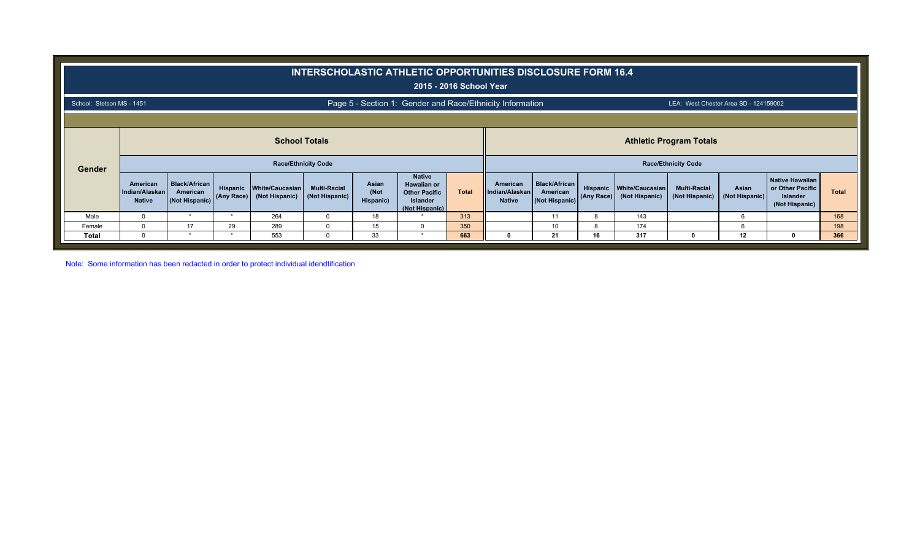# INTERSCHOLASTIC ATHLETIC OPPORTUNITIES DISCLOSURE FORM 16.4

## 2015 - 2016 School Year

School: Stetson MS - 1451

Page 5 - Section 1: Gender and Race/Ethnicity Information

LEA: West Chester Area SD - 124159002

| Gender | School Totals | | | | | | | | Athletic Program Totals | | | | | | | |
|---|---|---|---|---|---|---|---|---|---|---|---|---|---|---|---|---|
| | Race/Ethnicity Code | | | | | | | | Race/Ethnicity Code | | | | | | | |
| | American Indian/Alaskan Native | Black/African American (Not Hispanic) | Hispanic (Any Race) | White/Caucasian (Not Hispanic) | Multi-Racial (Not Hispanic) | Asian (Not Hispanic) | Native Hawaiian or Other Pacific Islander (Not Hispanic) | Total | American Indian/Alaskan Native | Black/African American (Not Hispanic) | Hispanic (Any Race) | White/Caucasian (Not Hispanic) | Multi-Racial (Not Hispanic) | Asian (Not Hispanic) | Native Hawaiian or Other Pacific Islander (Not Hispanic) | Total |
| Male | 0 | * | * | 264 | 0 | 18 | * | 313 | | 11 | 8 | 143 | | 6 | | 168 |
| Female | 0 | 17 | 29 | 289 | 0 | 15 | 0 | 350 | | 10 | 8 | 174 | | 6 | | 198 |
| **Total** | 0 | * | * | 553 | 0 | 33 | * | **663** | **0** | **21** | **16** | **317** | **0** | **12** | **0** | **366** |

Note: Some information has been redacted in order to protect individual idendtification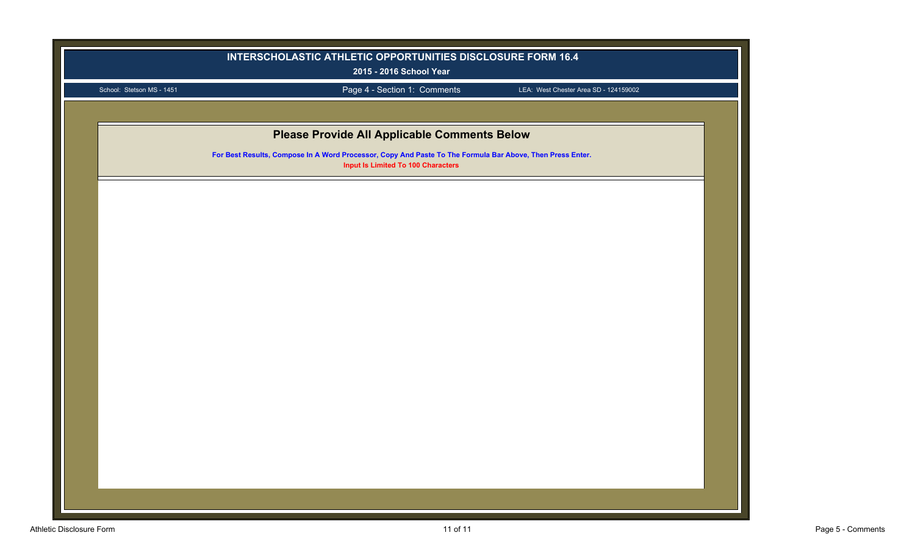# INTERSCHOLASTIC ATHLETIC OPPORTUNITIES DISCLOSURE FORM 16.4

**2015 - 2016 School Year**

School: Stetson MS - 1451

Page 4 - Section 1: Comments

LEA: West Chester Area SD - 124159002

## Please Provide All Applicable Comments Below

**For Best Results, Compose In A Word Processor, Copy And Paste To The Formula Bar Above, Then Press Enter.**

**Input Is Limited To 100 Characters**